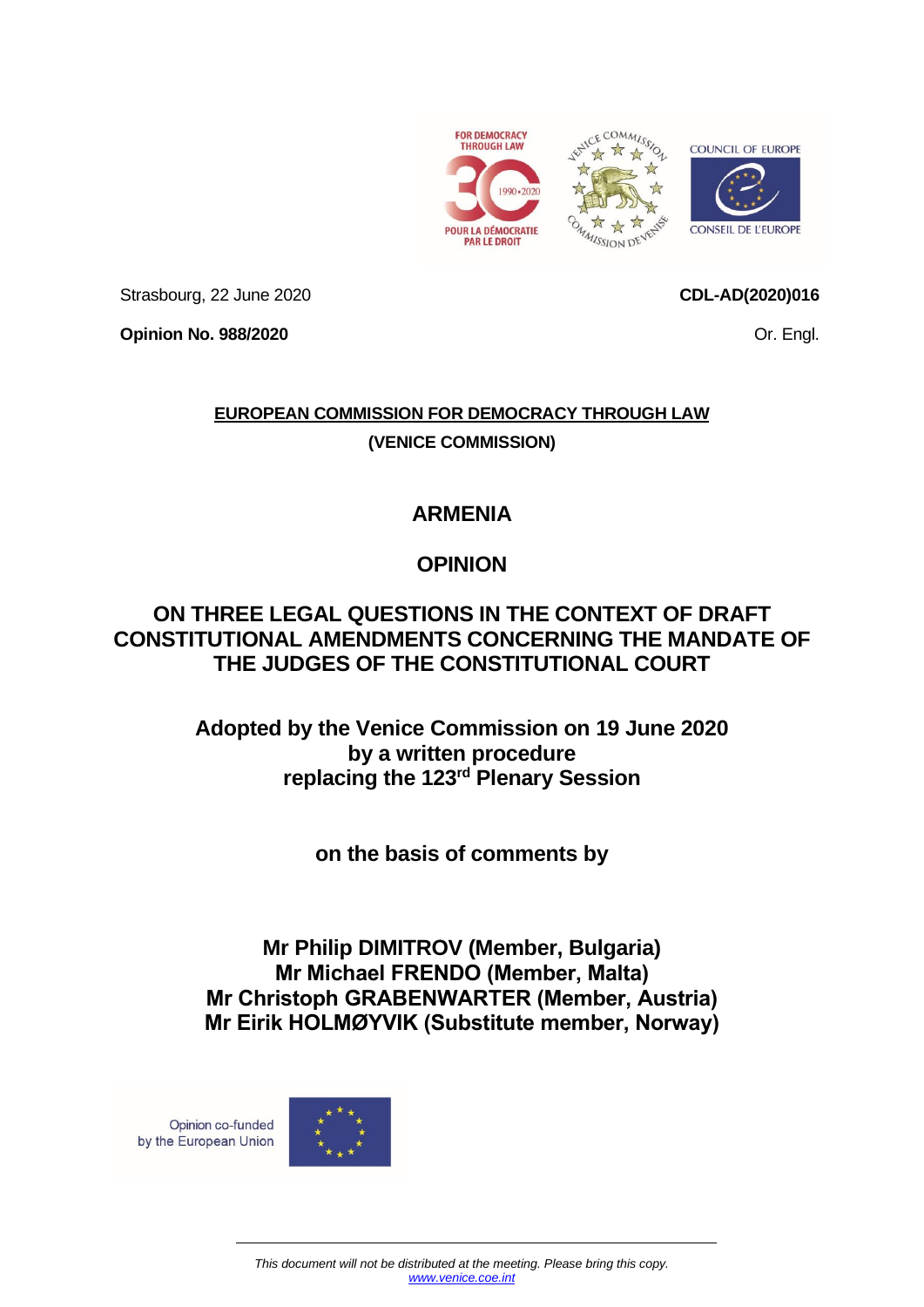Strasbourg, 22 June 2020

**CDL-AD(2020)016**

**Opinion No. 988/2020**

Or. Engl.

**EUROPEAN COMMISSION FOR DEMOCRACY THROUGH LAW**

**(VENICE COMMISSION)**

# ARMENIA

# OPINION

# ON THREE LEGAL QUESTIONS IN THE CONTEXT OF DRAFT CONSTITUTIONAL AMENDMENTS CONCERNING THE MANDATE OF THE JUDGES OF THE CONSTITUTIONAL COURT

**Adopted by the Venice Commission on 19 June 2020 by a written procedure replacing the 123rd Plenary Session**

**on the basis of comments by**

**Mr Philip DIMITROV (Member, Bulgaria)**
**Mr Michael FRENDO (Member, Malta)**
**Mr Christoph GRABENWARTER (Member, Austria)**
**Mr Eirik HOLMØYVIK (Substitute member, Norway)**

Opinion co-funded by the European Union

*This document will not be distributed at the meeting. Please bring this copy.*
www.venice.coe.int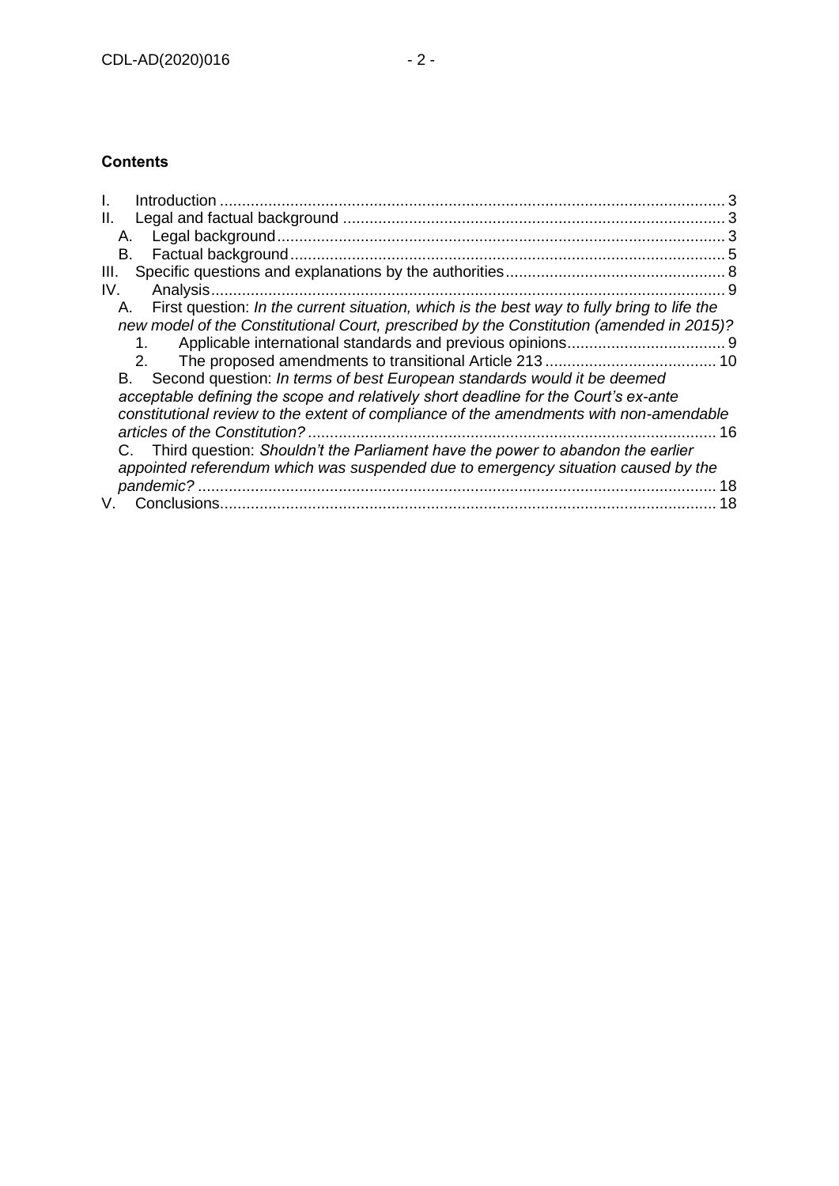**Contents**

I. Introduction ... 3
II. Legal and factual background ... 3
  A. Legal background ... 3
  B. Factual background ... 5
III. Specific questions and explanations by the authorities ... 8
IV. Analysis ... 9
  A. First question: *In the current situation, which is the best way to fully bring to life the new model of the Constitutional Court, prescribed by the Constitution (amended in 2015)?*
    1. Applicable international standards and previous opinions ... 9
    2. The proposed amendments to transitional Article 213 ... 10
  B. Second question: *In terms of best European standards would it be deemed acceptable defining the scope and relatively short deadline for the Court's ex-ante constitutional review to the extent of compliance of the amendments with non-amendable articles of the Constitution?* ... 16
  C. Third question: *Shouldn't the Parliament have the power to abandon the earlier appointed referendum which was suspended due to emergency situation caused by the pandemic?* ... 18
V. Conclusions ... 18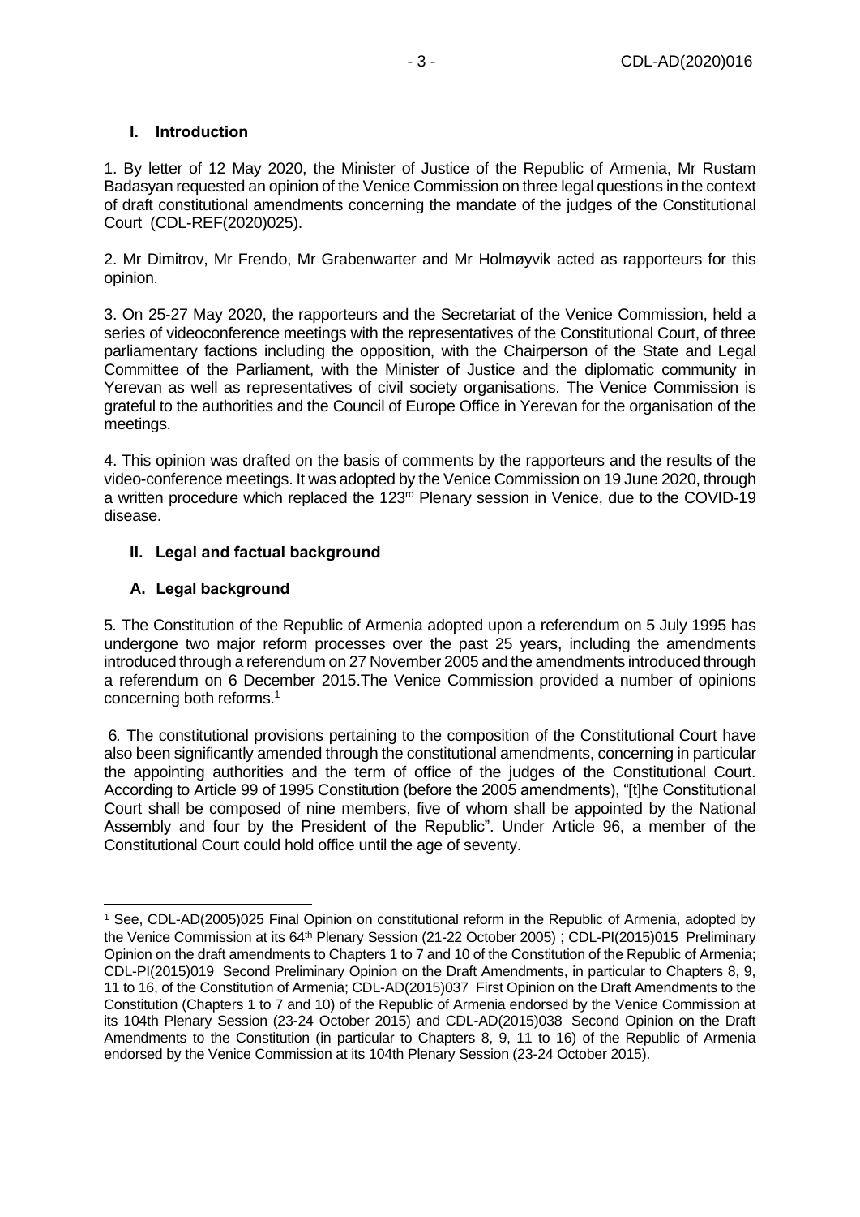## I. Introduction

1. By letter of 12 May 2020, the Minister of Justice of the Republic of Armenia, Mr Rustam Badasyan requested an opinion of the Venice Commission on three legal questions in the context of draft constitutional amendments concerning the mandate of the judges of the Constitutional Court (CDL-REF(2020)025).

2. Mr Dimitrov, Mr Frendo, Mr Grabenwarter and Mr Holmøyvik acted as rapporteurs for this opinion.

3. On 25-27 May 2020, the rapporteurs and the Secretariat of the Venice Commission, held a series of videoconference meetings with the representatives of the Constitutional Court, of three parliamentary factions including the opposition, with the Chairperson of the State and Legal Committee of the Parliament, with the Minister of Justice and the diplomatic community in Yerevan as well as representatives of civil society organisations. The Venice Commission is grateful to the authorities and the Council of Europe Office in Yerevan for the organisation of the meetings.

4. This opinion was drafted on the basis of comments by the rapporteurs and the results of the video-conference meetings. It was adopted by the Venice Commission on 19 June 2020, through a written procedure which replaced the 123rd Plenary session in Venice, due to the COVID-19 disease.

## II. Legal and factual background

### A. Legal background

5. The Constitution of the Republic of Armenia adopted upon a referendum on 5 July 1995 has undergone two major reform processes over the past 25 years, including the amendments introduced through a referendum on 27 November 2005 and the amendments introduced through a referendum on 6 December 2015.The Venice Commission provided a number of opinions concerning both reforms.[1]

6. The constitutional provisions pertaining to the composition of the Constitutional Court have also been significantly amended through the constitutional amendments, concerning in particular the appointing authorities and the term of office of the judges of the Constitutional Court. According to Article 99 of 1995 Constitution (before the 2005 amendments), "[t]he Constitutional Court shall be composed of nine members, five of whom shall be appointed by the National Assembly and four by the President of the Republic". Under Article 96, a member of the Constitutional Court could hold office until the age of seventy.

---

[1] See, CDL-AD(2005)025 Final Opinion on constitutional reform in the Republic of Armenia, adopted by the Venice Commission at its 64th Plenary Session (21-22 October 2005) ; CDL-PI(2015)015 Preliminary Opinion on the draft amendments to Chapters 1 to 7 and 10 of the Constitution of the Republic of Armenia; CDL-PI(2015)019 Second Preliminary Opinion on the Draft Amendments, in particular to Chapters 8, 9, 11 to 16, of the Constitution of Armenia; CDL-AD(2015)037 First Opinion on the Draft Amendments to the Constitution (Chapters 1 to 7 and 10) of the Republic of Armenia endorsed by the Venice Commission at its 104th Plenary Session (23-24 October 2015) and CDL-AD(2015)038 Second Opinion on the Draft Amendments to the Constitution (in particular to Chapters 8, 9, 11 to 16) of the Republic of Armenia endorsed by the Venice Commission at its 104th Plenary Session (23-24 October 2015).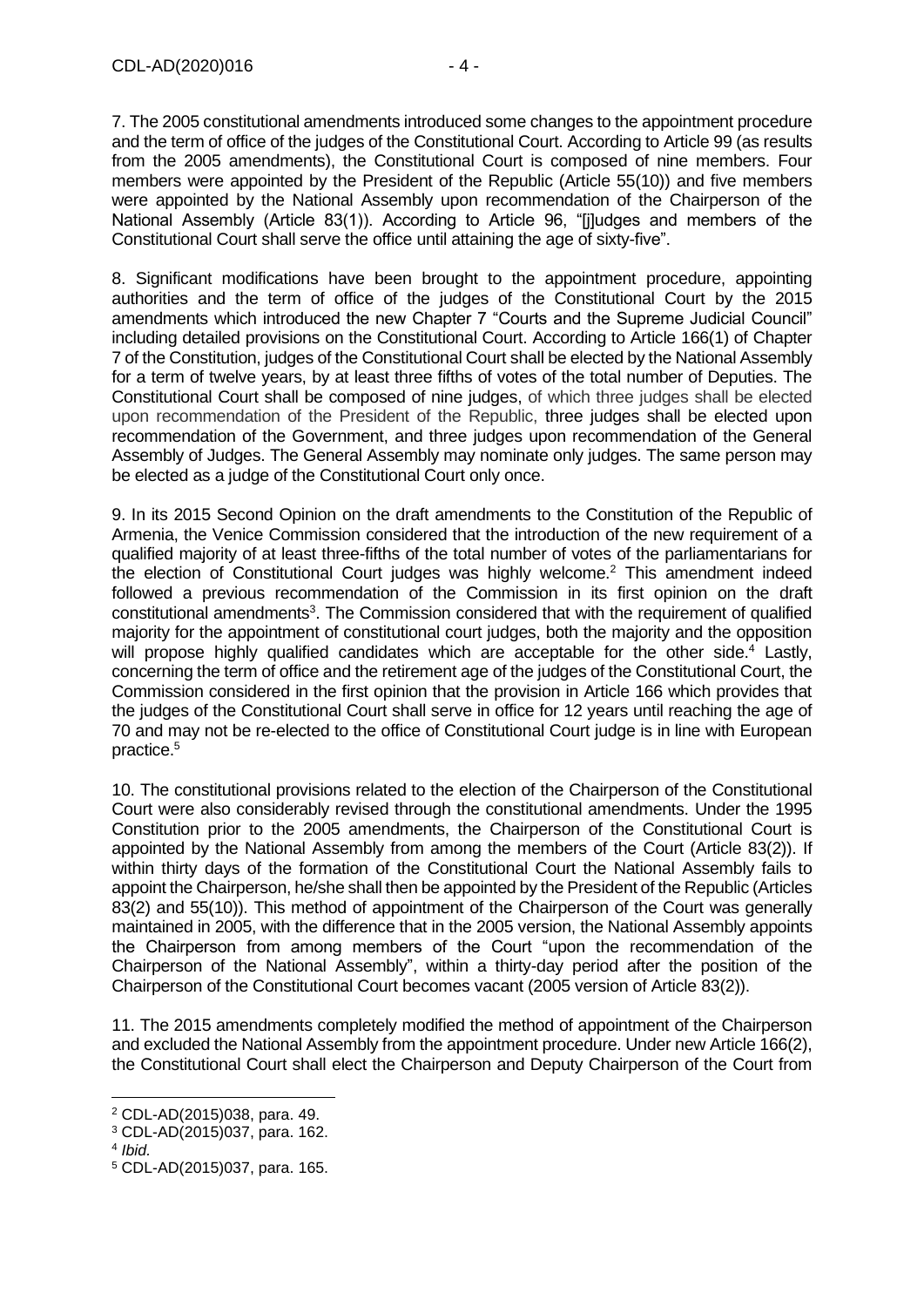7. The 2005 constitutional amendments introduced some changes to the appointment procedure and the term of office of the judges of the Constitutional Court. According to Article 99 (as results from the 2005 amendments), the Constitutional Court is composed of nine members. Four members were appointed by the President of the Republic (Article 55(10)) and five members were appointed by the National Assembly upon recommendation of the Chairperson of the National Assembly (Article 83(1)). According to Article 96, "[j]udges and members of the Constitutional Court shall serve the office until attaining the age of sixty-five".

8. Significant modifications have been brought to the appointment procedure, appointing authorities and the term of office of the judges of the Constitutional Court by the 2015 amendments which introduced the new Chapter 7 "Courts and the Supreme Judicial Council" including detailed provisions on the Constitutional Court. According to Article 166(1) of Chapter 7 of the Constitution, judges of the Constitutional Court shall be elected by the National Assembly for a term of twelve years, by at least three fifths of votes of the total number of Deputies. The Constitutional Court shall be composed of nine judges, of which three judges shall be elected upon recommendation of the President of the Republic, three judges shall be elected upon recommendation of the Government, and three judges upon recommendation of the General Assembly of Judges. The General Assembly may nominate only judges. The same person may be elected as a judge of the Constitutional Court only once.

9. In its 2015 Second Opinion on the draft amendments to the Constitution of the Republic of Armenia, the Venice Commission considered that the introduction of the new requirement of a qualified majority of at least three-fifths of the total number of votes of the parliamentarians for the election of Constitutional Court judges was highly welcome.[2] This amendment indeed followed a previous recommendation of the Commission in its first opinion on the draft constitutional amendments[3]. The Commission considered that with the requirement of qualified majority for the appointment of constitutional court judges, both the majority and the opposition will propose highly qualified candidates which are acceptable for the other side.[4] Lastly, concerning the term of office and the retirement age of the judges of the Constitutional Court, the Commission considered in the first opinion that the provision in Article 166 which provides that the judges of the Constitutional Court shall serve in office for 12 years until reaching the age of 70 and may not be re-elected to the office of Constitutional Court judge is in line with European practice.[5]

10. The constitutional provisions related to the election of the Chairperson of the Constitutional Court were also considerably revised through the constitutional amendments. Under the 1995 Constitution prior to the 2005 amendments, the Chairperson of the Constitutional Court is appointed by the National Assembly from among the members of the Court (Article 83(2)). If within thirty days of the formation of the Constitutional Court the National Assembly fails to appoint the Chairperson, he/she shall then be appointed by the President of the Republic (Articles 83(2) and 55(10)). This method of appointment of the Chairperson of the Court was generally maintained in 2005, with the difference that in the 2005 version, the National Assembly appoints the Chairperson from among members of the Court "upon the recommendation of the Chairperson of the National Assembly", within a thirty-day period after the position of the Chairperson of the Constitutional Court becomes vacant (2005 version of Article 83(2)).

11. The 2015 amendments completely modified the method of appointment of the Chairperson and excluded the National Assembly from the appointment procedure. Under new Article 166(2), the Constitutional Court shall elect the Chairperson and Deputy Chairperson of the Court from

---

[2] CDL-AD(2015)038, para. 49.

[3] CDL-AD(2015)037, para. 162.

[4] *Ibid.*

[5] CDL-AD(2015)037, para. 165.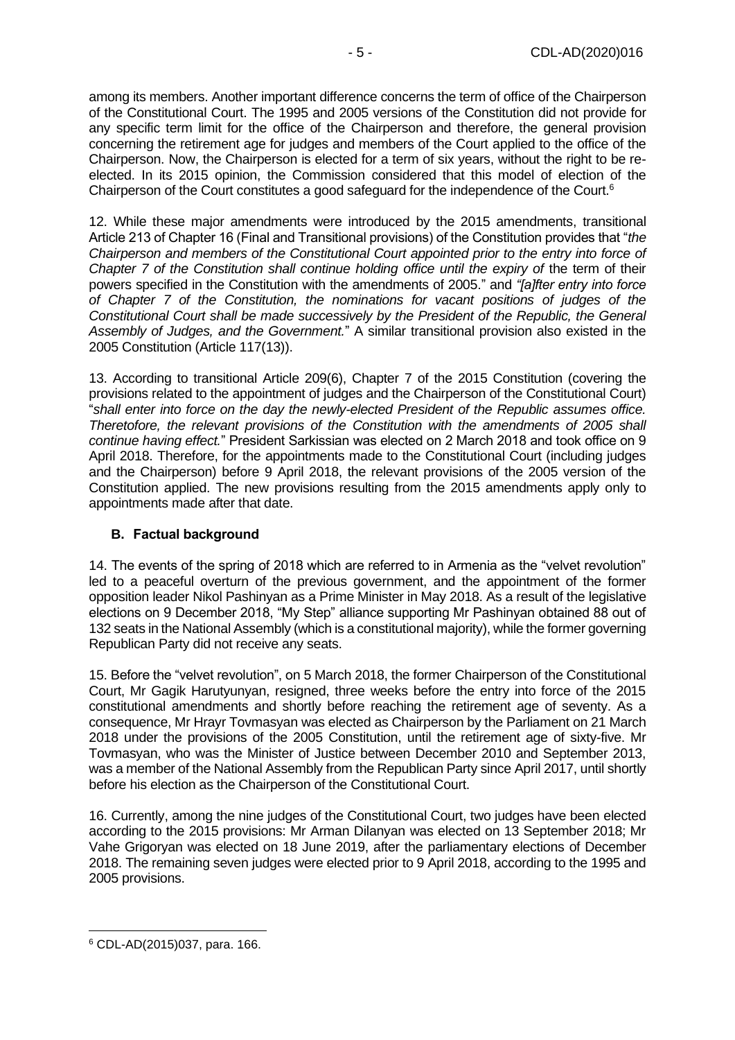among its members. Another important difference concerns the term of office of the Chairperson of the Constitutional Court. The 1995 and 2005 versions of the Constitution did not provide for any specific term limit for the office of the Chairperson and therefore, the general provision concerning the retirement age for judges and members of the Court applied to the office of the Chairperson. Now, the Chairperson is elected for a term of six years, without the right to be re-elected. In its 2015 opinion, the Commission considered that this model of election of the Chairperson of the Court constitutes a good safeguard for the independence of the Court.[6]

12. While these major amendments were introduced by the 2015 amendments, transitional Article 213 of Chapter 16 (Final and Transitional provisions) of the Constitution provides that "*the Chairperson and members of the Constitutional Court appointed prior to the entry into force of Chapter 7 of the Constitution shall continue holding office until the expiry of* the term of their powers specified in the Constitution with the amendments of 2005." and *"[a]fter entry into force of Chapter 7 of the Constitution, the nominations for vacant positions of judges of the Constitutional Court shall be made successively by the President of the Republic, the General Assembly of Judges, and the Government.*" A similar transitional provision also existed in the 2005 Constitution (Article 117(13)).

13. According to transitional Article 209(6), Chapter 7 of the 2015 Constitution (covering the provisions related to the appointment of judges and the Chairperson of the Constitutional Court) "*shall enter into force on the day the newly-elected President of the Republic assumes office. Theretofore, the relevant provisions of the Constitution with the amendments of 2005 shall continue having effect.*" President Sarkissian was elected on 2 March 2018 and took office on 9 April 2018. Therefore, for the appointments made to the Constitutional Court (including judges and the Chairperson) before 9 April 2018, the relevant provisions of the 2005 version of the Constitution applied. The new provisions resulting from the 2015 amendments apply only to appointments made after that date.

### B. Factual background

14. The events of the spring of 2018 which are referred to in Armenia as the "velvet revolution" led to a peaceful overturn of the previous government, and the appointment of the former opposition leader Nikol Pashinyan as a Prime Minister in May 2018. As a result of the legislative elections on 9 December 2018, "My Step" alliance supporting Mr Pashinyan obtained 88 out of 132 seats in the National Assembly (which is a constitutional majority), while the former governing Republican Party did not receive any seats.

15. Before the "velvet revolution", on 5 March 2018, the former Chairperson of the Constitutional Court, Mr Gagik Harutyunyan, resigned, three weeks before the entry into force of the 2015 constitutional amendments and shortly before reaching the retirement age of seventy. As a consequence, Mr Hrayr Tovmasyan was elected as Chairperson by the Parliament on 21 March 2018 under the provisions of the 2005 Constitution, until the retirement age of sixty-five. Mr Tovmasyan, who was the Minister of Justice between December 2010 and September 2013, was a member of the National Assembly from the Republican Party since April 2017, until shortly before his election as the Chairperson of the Constitutional Court.

16. Currently, among the nine judges of the Constitutional Court, two judges have been elected according to the 2015 provisions: Mr Arman Dilanyan was elected on 13 September 2018; Mr Vahe Grigoryan was elected on 18 June 2019, after the parliamentary elections of December 2018. The remaining seven judges were elected prior to 9 April 2018, according to the 1995 and 2005 provisions.

---

[6] CDL-AD(2015)037, para. 166.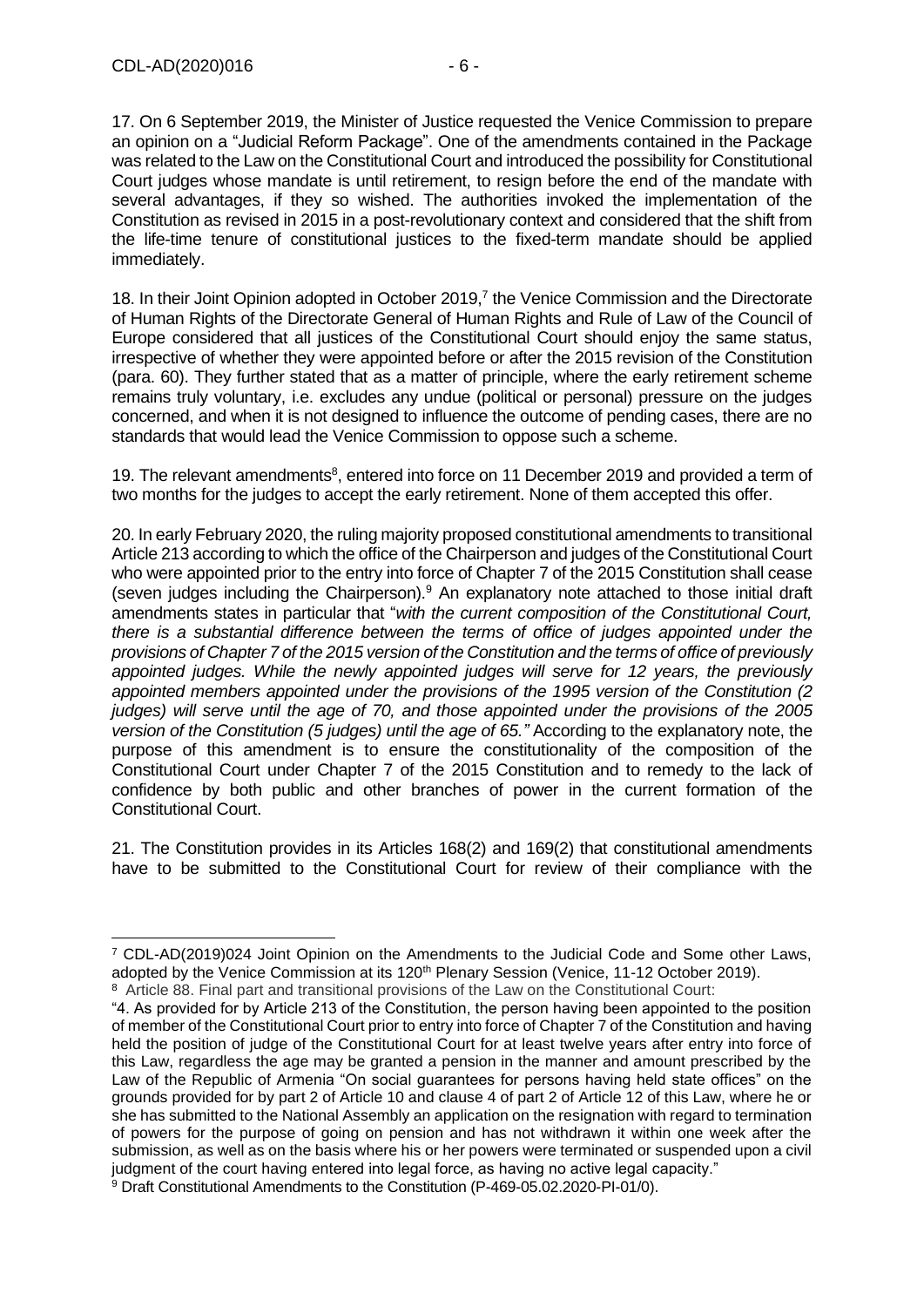17. On 6 September 2019, the Minister of Justice requested the Venice Commission to prepare an opinion on a "Judicial Reform Package". One of the amendments contained in the Package was related to the Law on the Constitutional Court and introduced the possibility for Constitutional Court judges whose mandate is until retirement, to resign before the end of the mandate with several advantages, if they so wished. The authorities invoked the implementation of the Constitution as revised in 2015 in a post-revolutionary context and considered that the shift from the life-time tenure of constitutional justices to the fixed-term mandate should be applied immediately.

18. In their Joint Opinion adopted in October 2019,[7] the Venice Commission and the Directorate of Human Rights of the Directorate General of Human Rights and Rule of Law of the Council of Europe considered that all justices of the Constitutional Court should enjoy the same status, irrespective of whether they were appointed before or after the 2015 revision of the Constitution (para. 60). They further stated that as a matter of principle, where the early retirement scheme remains truly voluntary, i.e. excludes any undue (political or personal) pressure on the judges concerned, and when it is not designed to influence the outcome of pending cases, there are no standards that would lead the Venice Commission to oppose such a scheme.

19. The relevant amendments[8], entered into force on 11 December 2019 and provided a term of two months for the judges to accept the early retirement. None of them accepted this offer.

20. In early February 2020, the ruling majority proposed constitutional amendments to transitional Article 213 according to which the office of the Chairperson and judges of the Constitutional Court who were appointed prior to the entry into force of Chapter 7 of the 2015 Constitution shall cease (seven judges including the Chairperson).[9] An explanatory note attached to those initial draft amendments states in particular that "*with the current composition of the Constitutional Court, there is a substantial difference between the terms of office of judges appointed under the provisions of Chapter 7 of the 2015 version of the Constitution and the terms of office of previously appointed judges. While the newly appointed judges will serve for 12 years, the previously appointed members appointed under the provisions of the 1995 version of the Constitution (2 judges) will serve until the age of 70, and those appointed under the provisions of the 2005 version of the Constitution (5 judges) until the age of 65.*" According to the explanatory note, the purpose of this amendment is to ensure the constitutionality of the composition of the Constitutional Court under Chapter 7 of the 2015 Constitution and to remedy to the lack of confidence by both public and other branches of power in the current formation of the Constitutional Court.

21. The Constitution provides in its Articles 168(2) and 169(2) that constitutional amendments have to be submitted to the Constitutional Court for review of their compliance with the

---

[7] CDL-AD(2019)024 Joint Opinion on the Amendments to the Judicial Code and Some other Laws, adopted by the Venice Commission at its 120th Plenary Session (Venice, 11-12 October 2019).

[8] Article 88. Final part and transitional provisions of the Law on the Constitutional Court:
"4. As provided for by Article 213 of the Constitution, the person having been appointed to the position of member of the Constitutional Court prior to entry into force of Chapter 7 of the Constitution and having held the position of judge of the Constitutional Court for at least twelve years after entry into force of this Law, regardless the age may be granted a pension in the manner and amount prescribed by the Law of the Republic of Armenia "On social guarantees for persons having held state offices" on the grounds provided for by part 2 of Article 10 and clause 4 of part 2 of Article 12 of this Law, where he or she has submitted to the National Assembly an application on the resignation with regard to termination of powers for the purpose of going on pension and has not withdrawn it within one week after the submission, as well as on the basis where his or her powers were terminated or suspended upon a civil judgment of the court having entered into legal force, as having no active legal capacity."

[9] Draft Constitutional Amendments to the Constitution (P-469-05.02.2020-PI-01/0).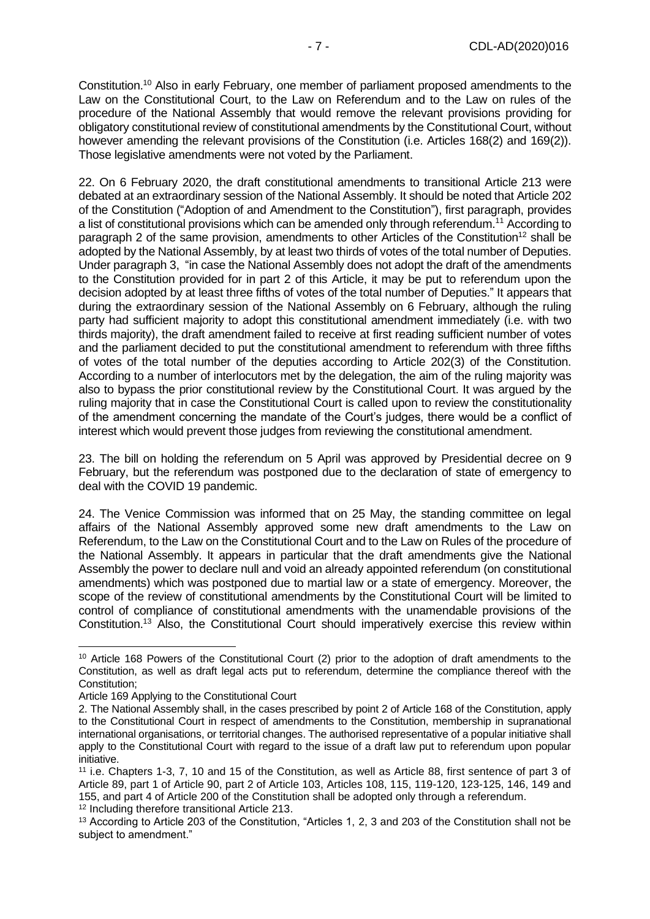Constitution.[10] Also in early February, one member of parliament proposed amendments to the Law on the Constitutional Court, to the Law on Referendum and to the Law on rules of the procedure of the National Assembly that would remove the relevant provisions providing for obligatory constitutional review of constitutional amendments by the Constitutional Court, without however amending the relevant provisions of the Constitution (i.e. Articles 168(2) and 169(2)). Those legislative amendments were not voted by the Parliament.

22. On 6 February 2020, the draft constitutional amendments to transitional Article 213 were debated at an extraordinary session of the National Assembly. It should be noted that Article 202 of the Constitution ("Adoption of and Amendment to the Constitution"), first paragraph, provides a list of constitutional provisions which can be amended only through referendum.[11] According to paragraph 2 of the same provision, amendments to other Articles of the Constitution[12] shall be adopted by the National Assembly, by at least two thirds of votes of the total number of Deputies. Under paragraph 3, "in case the National Assembly does not adopt the draft of the amendments to the Constitution provided for in part 2 of this Article, it may be put to referendum upon the decision adopted by at least three fifths of votes of the total number of Deputies." It appears that during the extraordinary session of the National Assembly on 6 February, although the ruling party had sufficient majority to adopt this constitutional amendment immediately (i.e. with two thirds majority), the draft amendment failed to receive at first reading sufficient number of votes and the parliament decided to put the constitutional amendment to referendum with three fifths of votes of the total number of the deputies according to Article 202(3) of the Constitution. According to a number of interlocutors met by the delegation, the aim of the ruling majority was also to bypass the prior constitutional review by the Constitutional Court. It was argued by the ruling majority that in case the Constitutional Court is called upon to review the constitutionality of the amendment concerning the mandate of the Court's judges, there would be a conflict of interest which would prevent those judges from reviewing the constitutional amendment.

23. The bill on holding the referendum on 5 April was approved by Presidential decree on 9 February, but the referendum was postponed due to the declaration of state of emergency to deal with the COVID 19 pandemic.

24. The Venice Commission was informed that on 25 May, the standing committee on legal affairs of the National Assembly approved some new draft amendments to the Law on Referendum, to the Law on the Constitutional Court and to the Law on Rules of the procedure of the National Assembly. It appears in particular that the draft amendments give the National Assembly the power to declare null and void an already appointed referendum (on constitutional amendments) which was postponed due to martial law or a state of emergency. Moreover, the scope of the review of constitutional amendments by the Constitutional Court will be limited to control of compliance of constitutional amendments with the unamendable provisions of the Constitution.[13] Also, the Constitutional Court should imperatively exercise this review within

---

[10] Article 168 Powers of the Constitutional Court (2) prior to the adoption of draft amendments to the Constitution, as well as draft legal acts put to referendum, determine the compliance thereof with the Constitution;

Article 169 Applying to the Constitutional Court

2. The National Assembly shall, in the cases prescribed by point 2 of Article 168 of the Constitution, apply to the Constitutional Court in respect of amendments to the Constitution, membership in supranational international organisations, or territorial changes. The authorised representative of a popular initiative shall apply to the Constitutional Court with regard to the issue of a draft law put to referendum upon popular initiative.

[11] i.e. Chapters 1-3, 7, 10 and 15 of the Constitution, as well as Article 88, first sentence of part 3 of Article 89, part 1 of Article 90, part 2 of Article 103, Articles 108, 115, 119-120, 123-125, 146, 149 and 155, and part 4 of Article 200 of the Constitution shall be adopted only through a referendum.

[12] Including therefore transitional Article 213.

[13] According to Article 203 of the Constitution, "Articles 1, 2, 3 and 203 of the Constitution shall not be subject to amendment."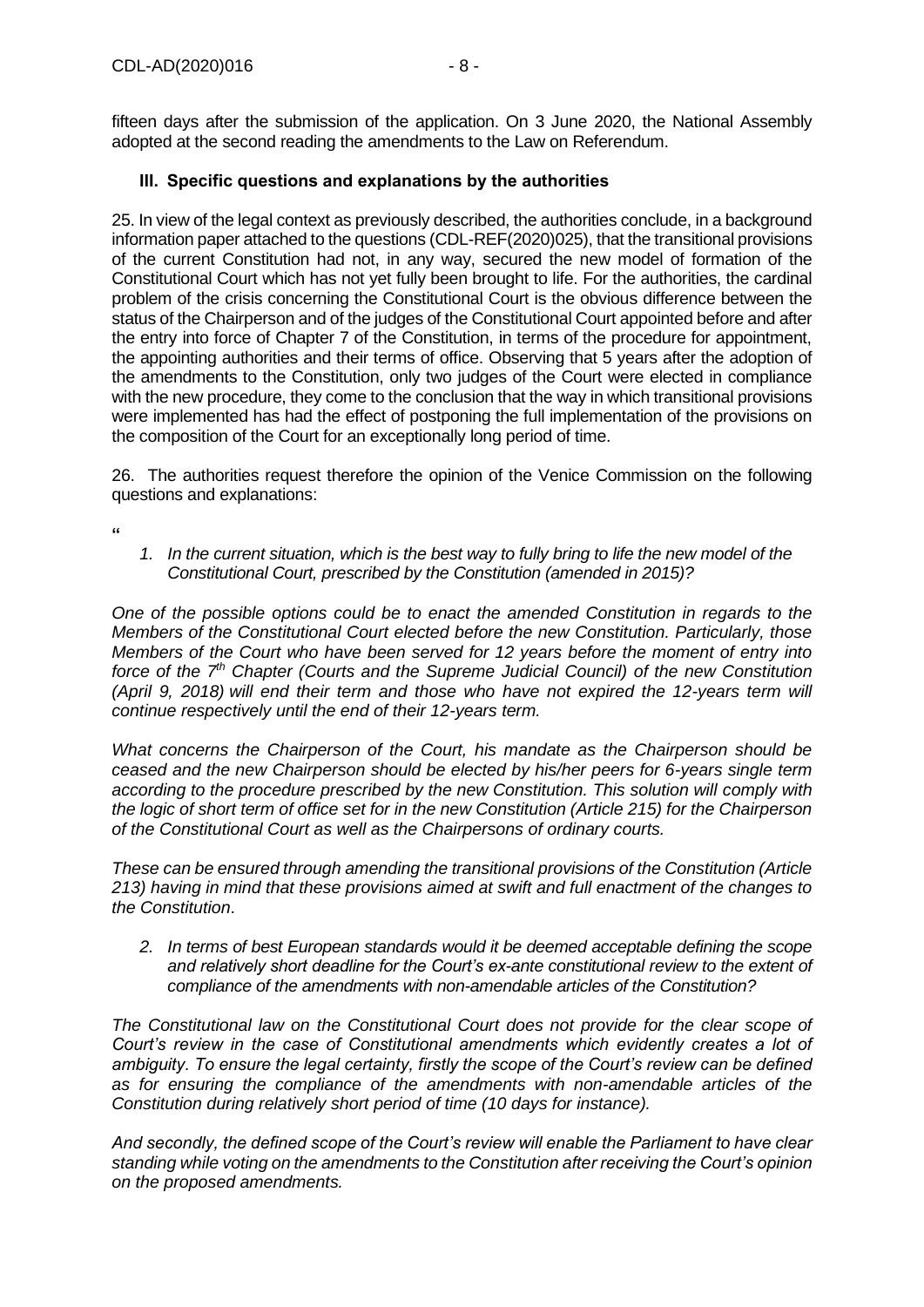fifteen days after the submission of the application. On 3 June 2020, the National Assembly adopted at the second reading the amendments to the Law on Referendum.

### III. Specific questions and explanations by the authorities

25. In view of the legal context as previously described, the authorities conclude, in a background information paper attached to the questions (CDL-REF(2020)025), that the transitional provisions of the current Constitution had not, in any way, secured the new model of formation of the Constitutional Court which has not yet fully been brought to life. For the authorities, the cardinal problem of the crisis concerning the Constitutional Court is the obvious difference between the status of the Chairperson and of the judges of the Constitutional Court appointed before and after the entry into force of Chapter 7 of the Constitution, in terms of the procedure for appointment, the appointing authorities and their terms of office. Observing that 5 years after the adoption of the amendments to the Constitution, only two judges of the Court were elected in compliance with the new procedure, they come to the conclusion that the way in which transitional provisions were implemented has had the effect of postponing the full implementation of the provisions on the composition of the Court for an exceptionally long period of time.

26. The authorities request therefore the opinion of the Venice Commission on the following questions and explanations:

"

1. *In the current situation, which is the best way to fully bring to life the new model of the Constitutional Court, prescribed by the Constitution (amended in 2015)?*

*One of the possible options could be to enact the amended Constitution in regards to the Members of the Constitutional Court elected before the new Constitution. Particularly, those Members of the Court who have been served for 12 years before the moment of entry into force of the 7th Chapter (Courts and the Supreme Judicial Council) of the new Constitution (April 9, 2018) will end their term and those who have not expired the 12-years term will continue respectively until the end of their 12-years term.*

*What concerns the Chairperson of the Court, his mandate as the Chairperson should be ceased and the new Chairperson should be elected by his/her peers for 6-years single term according to the procedure prescribed by the new Constitution. This solution will comply with the logic of short term of office set for in the new Constitution (Article 215) for the Chairperson of the Constitutional Court as well as the Chairpersons of ordinary courts.*

*These can be ensured through amending the transitional provisions of the Constitution (Article 213) having in mind that these provisions aimed at swift and full enactment of the changes to the Constitution*.

2. *In terms of best European standards would it be deemed acceptable defining the scope and relatively short deadline for the Court's ex-ante constitutional review to the extent of compliance of the amendments with non-amendable articles of the Constitution?*

*The Constitutional law on the Constitutional Court does not provide for the clear scope of Court's review in the case of Constitutional amendments which evidently creates a lot of ambiguity. To ensure the legal certainty, firstly the scope of the Court's review can be defined as for ensuring the compliance of the amendments with non-amendable articles of the Constitution during relatively short period of time (10 days for instance).*

*And secondly, the defined scope of the Court's review will enable the Parliament to have clear standing while voting on the amendments to the Constitution after receiving the Court's opinion on the proposed amendments.*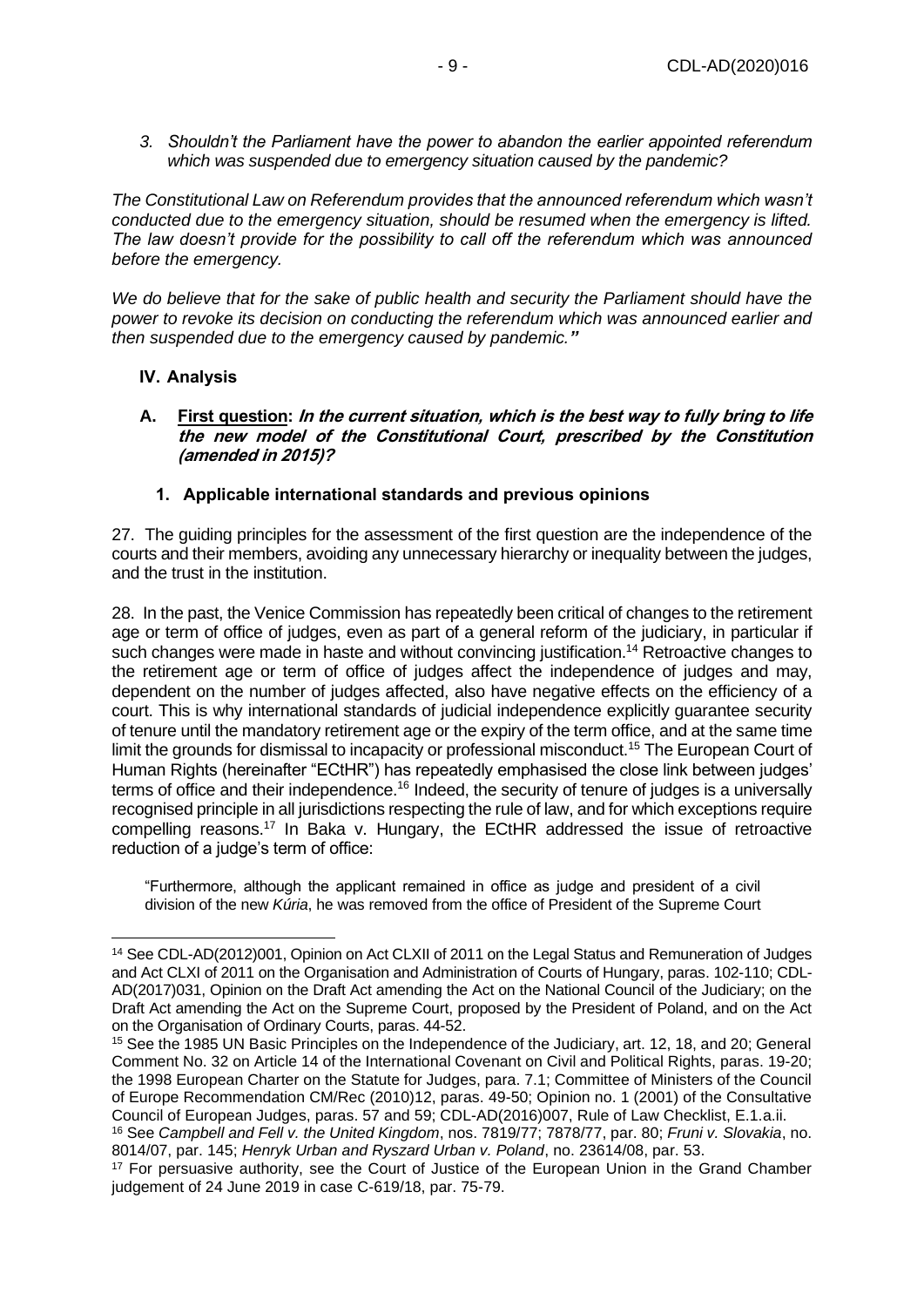*3. Shouldn't the Parliament have the power to abandon the earlier appointed referendum which was suspended due to emergency situation caused by the pandemic?*

*The Constitutional Law on Referendum provides that the announced referendum which wasn't conducted due to the emergency situation, should be resumed when the emergency is lifted. The law doesn't provide for the possibility to call off the referendum which was announced before the emergency.*

*We do believe that for the sake of public health and security the Parliament should have the power to revoke its decision on conducting the referendum which was announced earlier and then suspended due to the emergency caused by pandemic.***"**

## IV. Analysis

### A. First question: *In the current situation, which is the best way to fully bring to life the new model of the Constitutional Court, prescribed by the Constitution (amended in 2015)?*

#### 1. Applicable international standards and previous opinions

27. The guiding principles for the assessment of the first question are the independence of the courts and their members, avoiding any unnecessary hierarchy or inequality between the judges, and the trust in the institution.

28. In the past, the Venice Commission has repeatedly been critical of changes to the retirement age or term of office of judges, even as part of a general reform of the judiciary, in particular if such changes were made in haste and without convincing justification.[14] Retroactive changes to the retirement age or term of office of judges affect the independence of judges and may, dependent on the number of judges affected, also have negative effects on the efficiency of a court. This is why international standards of judicial independence explicitly guarantee security of tenure until the mandatory retirement age or the expiry of the term office, and at the same time limit the grounds for dismissal to incapacity or professional misconduct.[15] The European Court of Human Rights (hereinafter "ECtHR") has repeatedly emphasised the close link between judges' terms of office and their independence.[16] Indeed, the security of tenure of judges is a universally recognised principle in all jurisdictions respecting the rule of law, and for which exceptions require compelling reasons.[17] In Baka v. Hungary, the ECtHR addressed the issue of retroactive reduction of a judge's term of office:

> "Furthermore, although the applicant remained in office as judge and president of a civil division of the new *Kúria*, he was removed from the office of President of the Supreme Court

---

[14] See CDL-AD(2012)001, Opinion on Act CLXII of 2011 on the Legal Status and Remuneration of Judges and Act CLXI of 2011 on the Organisation and Administration of Courts of Hungary, paras. 102-110; CDL-AD(2017)031, Opinion on the Draft Act amending the Act on the National Council of the Judiciary; on the Draft Act amending the Act on the Supreme Court, proposed by the President of Poland, and on the Act on the Organisation of Ordinary Courts, paras. 44-52.

[15] See the 1985 UN Basic Principles on the Independence of the Judiciary, art. 12, 18, and 20; General Comment No. 32 on Article 14 of the International Covenant on Civil and Political Rights, paras. 19-20; the 1998 European Charter on the Statute for Judges, para. 7.1; Committee of Ministers of the Council of Europe Recommendation CM/Rec (2010)12, paras. 49-50; Opinion no. 1 (2001) of the Consultative Council of European Judges, paras. 57 and 59; CDL-AD(2016)007, Rule of Law Checklist, E.1.a.ii.

[16] See *Campbell and Fell v. the United Kingdom*, nos. 7819/77; 7878/77, par. 80; *Fruni v. Slovakia*, no. 8014/07, par. 145; *Henryk Urban and Ryszard Urban v. Poland*, no. 23614/08, par. 53.

[17] For persuasive authority, see the Court of Justice of the European Union in the Grand Chamber judgement of 24 June 2019 in case C-619/18, par. 75-79.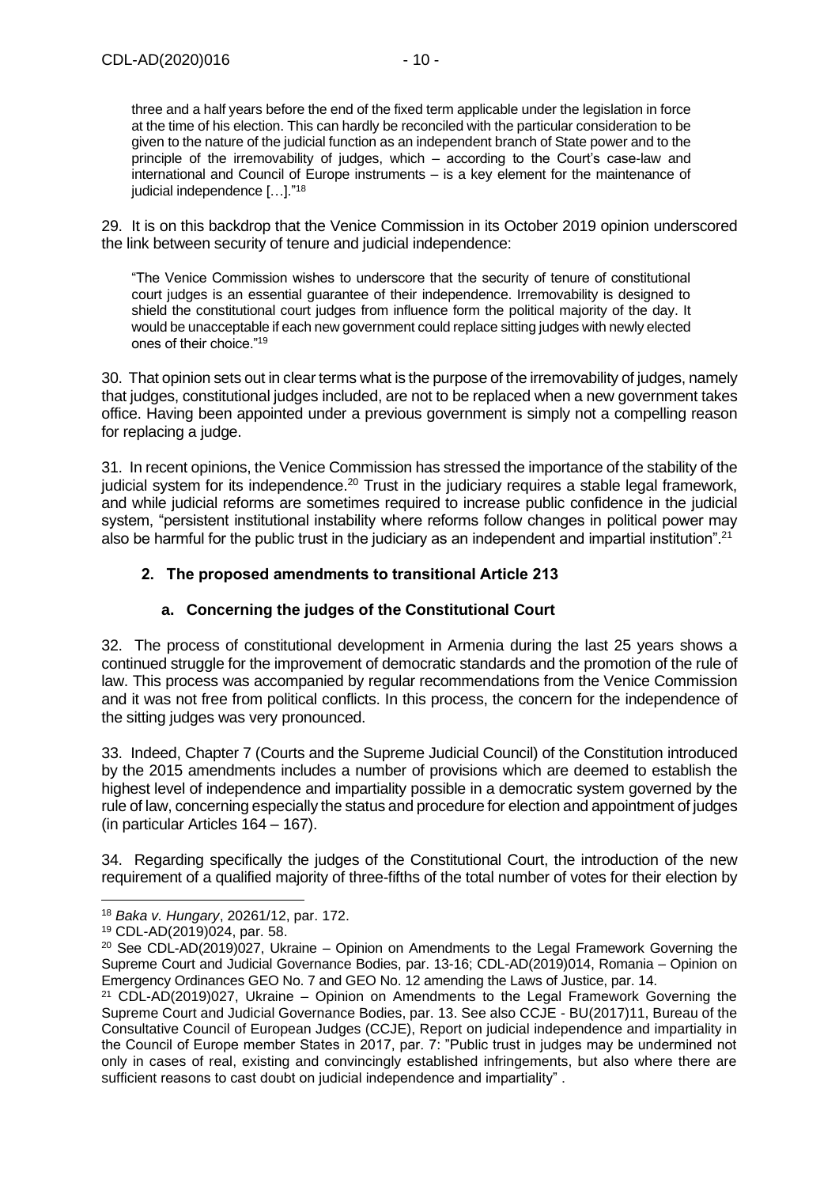> three and a half years before the end of the fixed term applicable under the legislation in force at the time of his election. This can hardly be reconciled with the particular consideration to be given to the nature of the judicial function as an independent branch of State power and to the principle of the irremovability of judges, which – according to the Court's case-law and international and Council of Europe instruments – is a key element for the maintenance of judicial independence […]."[18]

29. It is on this backdrop that the Venice Commission in its October 2019 opinion underscored the link between security of tenure and judicial independence:

> "The Venice Commission wishes to underscore that the security of tenure of constitutional court judges is an essential guarantee of their independence. Irremovability is designed to shield the constitutional court judges from influence form the political majority of the day. It would be unacceptable if each new government could replace sitting judges with newly elected ones of their choice."[19]

30. That opinion sets out in clear terms what is the purpose of the irremovability of judges, namely that judges, constitutional judges included, are not to be replaced when a new government takes office. Having been appointed under a previous government is simply not a compelling reason for replacing a judge.

31. In recent opinions, the Venice Commission has stressed the importance of the stability of the judicial system for its independence.[20] Trust in the judiciary requires a stable legal framework, and while judicial reforms are sometimes required to increase public confidence in the judicial system, "persistent institutional instability where reforms follow changes in political power may also be harmful for the public trust in the judiciary as an independent and impartial institution".[21]

## 2. The proposed amendments to transitional Article 213

### a. Concerning the judges of the Constitutional Court

32. The process of constitutional development in Armenia during the last 25 years shows a continued struggle for the improvement of democratic standards and the promotion of the rule of law. This process was accompanied by regular recommendations from the Venice Commission and it was not free from political conflicts. In this process, the concern for the independence of the sitting judges was very pronounced.

33. Indeed, Chapter 7 (Courts and the Supreme Judicial Council) of the Constitution introduced by the 2015 amendments includes a number of provisions which are deemed to establish the highest level of independence and impartiality possible in a democratic system governed by the rule of law, concerning especially the status and procedure for election and appointment of judges (in particular Articles 164 – 167).

34. Regarding specifically the judges of the Constitutional Court, the introduction of the new requirement of a qualified majority of three-fifths of the total number of votes for their election by

---

[18] *Baka v. Hungary*, 20261/12, par. 172.

[19] CDL-AD(2019)024, par. 58.

[20] See CDL-AD(2019)027, Ukraine – Opinion on Amendments to the Legal Framework Governing the Supreme Court and Judicial Governance Bodies, par. 13-16; CDL-AD(2019)014, Romania – Opinion on Emergency Ordinances GEO No. 7 and GEO No. 12 amending the Laws of Justice, par. 14.

[21] CDL-AD(2019)027, Ukraine – Opinion on Amendments to the Legal Framework Governing the Supreme Court and Judicial Governance Bodies, par. 13. See also CCJE - BU(2017)11, Bureau of the Consultative Council of European Judges (CCJE), Report on judicial independence and impartiality in the Council of Europe member States in 2017, par. 7: "Public trust in judges may be undermined not only in cases of real, existing and convincingly established infringements, but also where there are sufficient reasons to cast doubt on judicial independence and impartiality" .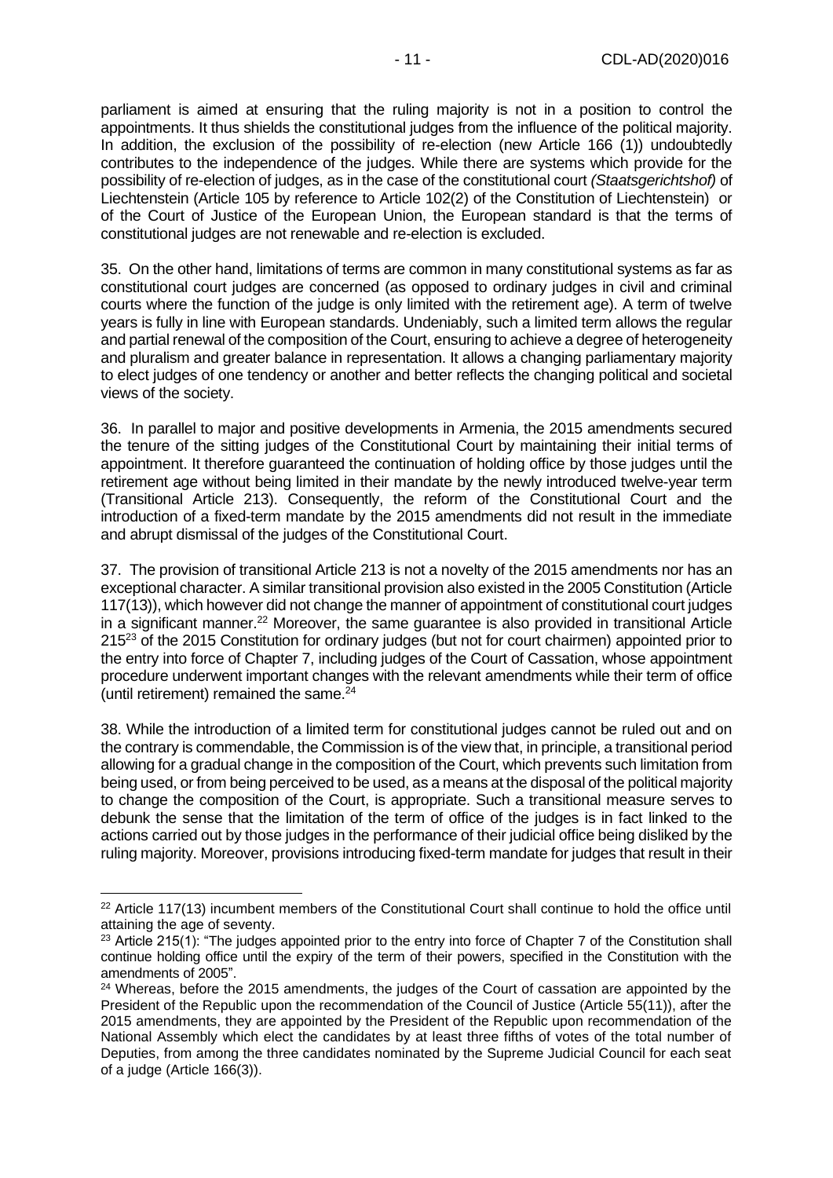parliament is aimed at ensuring that the ruling majority is not in a position to control the appointments. It thus shields the constitutional judges from the influence of the political majority. In addition, the exclusion of the possibility of re-election (new Article 166 (1)) undoubtedly contributes to the independence of the judges. While there are systems which provide for the possibility of re-election of judges, as in the case of the constitutional court *(Staatsgerichtshof)* of Liechtenstein (Article 105 by reference to Article 102(2) of the Constitution of Liechtenstein) or of the Court of Justice of the European Union, the European standard is that the terms of constitutional judges are not renewable and re-election is excluded.

35. On the other hand, limitations of terms are common in many constitutional systems as far as constitutional court judges are concerned (as opposed to ordinary judges in civil and criminal courts where the function of the judge is only limited with the retirement age). A term of twelve years is fully in line with European standards. Undeniably, such a limited term allows the regular and partial renewal of the composition of the Court, ensuring to achieve a degree of heterogeneity and pluralism and greater balance in representation. It allows a changing parliamentary majority to elect judges of one tendency or another and better reflects the changing political and societal views of the society.

36. In parallel to major and positive developments in Armenia, the 2015 amendments secured the tenure of the sitting judges of the Constitutional Court by maintaining their initial terms of appointment. It therefore guaranteed the continuation of holding office by those judges until the retirement age without being limited in their mandate by the newly introduced twelve-year term (Transitional Article 213). Consequently, the reform of the Constitutional Court and the introduction of a fixed-term mandate by the 2015 amendments did not result in the immediate and abrupt dismissal of the judges of the Constitutional Court.

37. The provision of transitional Article 213 is not a novelty of the 2015 amendments nor has an exceptional character. A similar transitional provision also existed in the 2005 Constitution (Article 117(13)), which however did not change the manner of appointment of constitutional court judges in a significant manner.[22] Moreover, the same guarantee is also provided in transitional Article 215[23] of the 2015 Constitution for ordinary judges (but not for court chairmen) appointed prior to the entry into force of Chapter 7, including judges of the Court of Cassation, whose appointment procedure underwent important changes with the relevant amendments while their term of office (until retirement) remained the same.[24]

38. While the introduction of a limited term for constitutional judges cannot be ruled out and on the contrary is commendable, the Commission is of the view that, in principle, a transitional period allowing for a gradual change in the composition of the Court, which prevents such limitation from being used, or from being perceived to be used, as a means at the disposal of the political majority to change the composition of the Court, is appropriate. Such a transitional measure serves to debunk the sense that the limitation of the term of office of the judges is in fact linked to the actions carried out by those judges in the performance of their judicial office being disliked by the ruling majority. Moreover, provisions introducing fixed-term mandate for judges that result in their

---

[22] Article 117(13) incumbent members of the Constitutional Court shall continue to hold the office until attaining the age of seventy.

[23] Article 215(1): "The judges appointed prior to the entry into force of Chapter 7 of the Constitution shall continue holding office until the expiry of the term of their powers, specified in the Constitution with the amendments of 2005".

[24] Whereas, before the 2015 amendments, the judges of the Court of cassation are appointed by the President of the Republic upon the recommendation of the Council of Justice (Article 55(11)), after the 2015 amendments, they are appointed by the President of the Republic upon recommendation of the National Assembly which elect the candidates by at least three fifths of votes of the total number of Deputies, from among the three candidates nominated by the Supreme Judicial Council for each seat of a judge (Article 166(3)).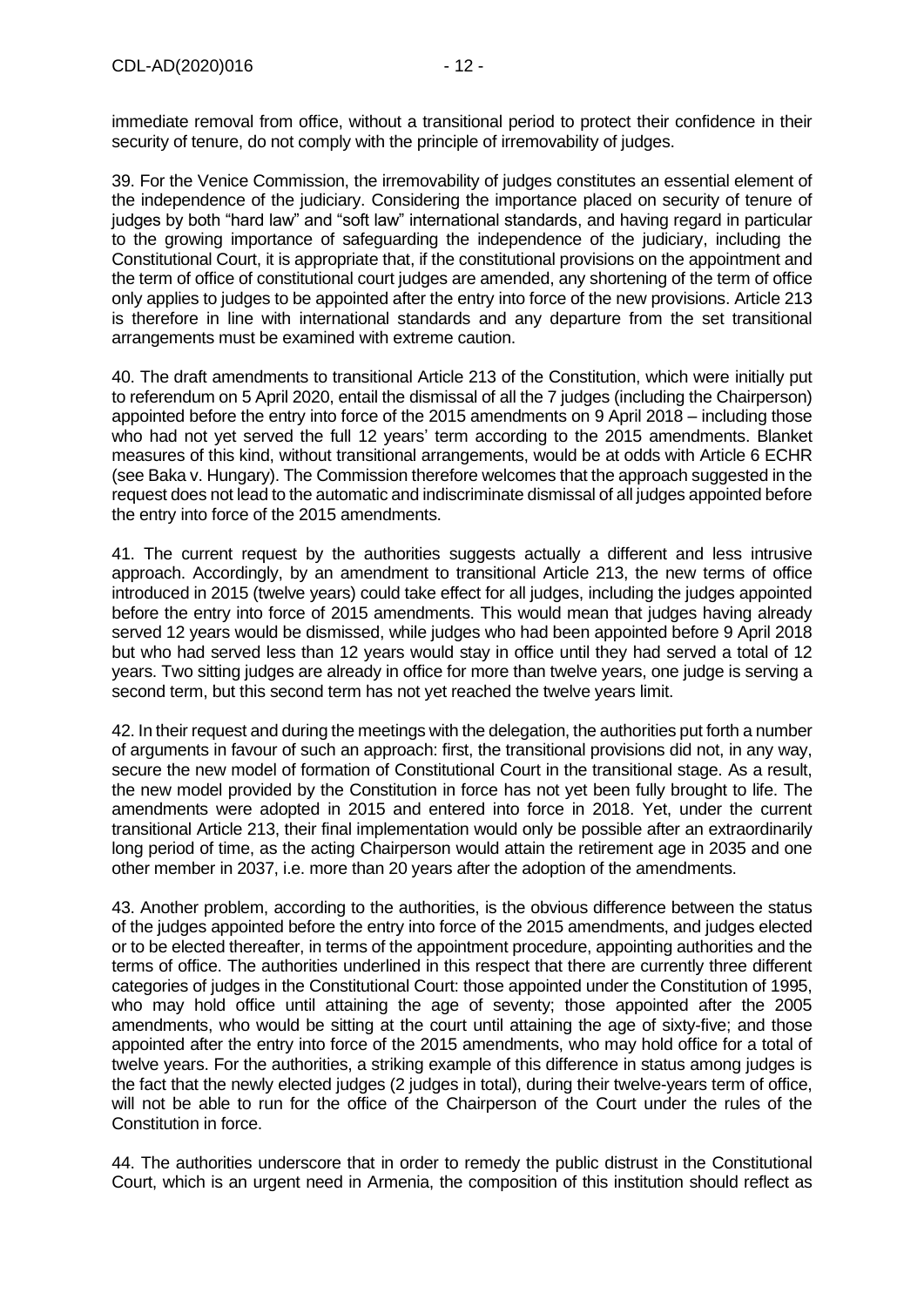immediate removal from office, without a transitional period to protect their confidence in their security of tenure, do not comply with the principle of irremovability of judges.

39. For the Venice Commission, the irremovability of judges constitutes an essential element of the independence of the judiciary. Considering the importance placed on security of tenure of judges by both "hard law" and "soft law" international standards, and having regard in particular to the growing importance of safeguarding the independence of the judiciary, including the Constitutional Court, it is appropriate that, if the constitutional provisions on the appointment and the term of office of constitutional court judges are amended, any shortening of the term of office only applies to judges to be appointed after the entry into force of the new provisions. Article 213 is therefore in line with international standards and any departure from the set transitional arrangements must be examined with extreme caution.

40. The draft amendments to transitional Article 213 of the Constitution, which were initially put to referendum on 5 April 2020, entail the dismissal of all the 7 judges (including the Chairperson) appointed before the entry into force of the 2015 amendments on 9 April 2018 – including those who had not yet served the full 12 years' term according to the 2015 amendments. Blanket measures of this kind, without transitional arrangements, would be at odds with Article 6 ECHR (see Baka v. Hungary). The Commission therefore welcomes that the approach suggested in the request does not lead to the automatic and indiscriminate dismissal of all judges appointed before the entry into force of the 2015 amendments.

41. The current request by the authorities suggests actually a different and less intrusive approach. Accordingly, by an amendment to transitional Article 213, the new terms of office introduced in 2015 (twelve years) could take effect for all judges, including the judges appointed before the entry into force of 2015 amendments. This would mean that judges having already served 12 years would be dismissed, while judges who had been appointed before 9 April 2018 but who had served less than 12 years would stay in office until they had served a total of 12 years. Two sitting judges are already in office for more than twelve years, one judge is serving a second term, but this second term has not yet reached the twelve years limit.

42. In their request and during the meetings with the delegation, the authorities put forth a number of arguments in favour of such an approach: first, the transitional provisions did not, in any way, secure the new model of formation of Constitutional Court in the transitional stage. As a result, the new model provided by the Constitution in force has not yet been fully brought to life. The amendments were adopted in 2015 and entered into force in 2018. Yet, under the current transitional Article 213, their final implementation would only be possible after an extraordinarily long period of time, as the acting Chairperson would attain the retirement age in 2035 and one other member in 2037, i.e. more than 20 years after the adoption of the amendments.

43. Another problem, according to the authorities, is the obvious difference between the status of the judges appointed before the entry into force of the 2015 amendments, and judges elected or to be elected thereafter, in terms of the appointment procedure, appointing authorities and the terms of office. The authorities underlined in this respect that there are currently three different categories of judges in the Constitutional Court: those appointed under the Constitution of 1995, who may hold office until attaining the age of seventy; those appointed after the 2005 amendments, who would be sitting at the court until attaining the age of sixty-five; and those appointed after the entry into force of the 2015 amendments, who may hold office for a total of twelve years. For the authorities, a striking example of this difference in status among judges is the fact that the newly elected judges (2 judges in total), during their twelve-years term of office, will not be able to run for the office of the Chairperson of the Court under the rules of the Constitution in force.

44. The authorities underscore that in order to remedy the public distrust in the Constitutional Court, which is an urgent need in Armenia, the composition of this institution should reflect as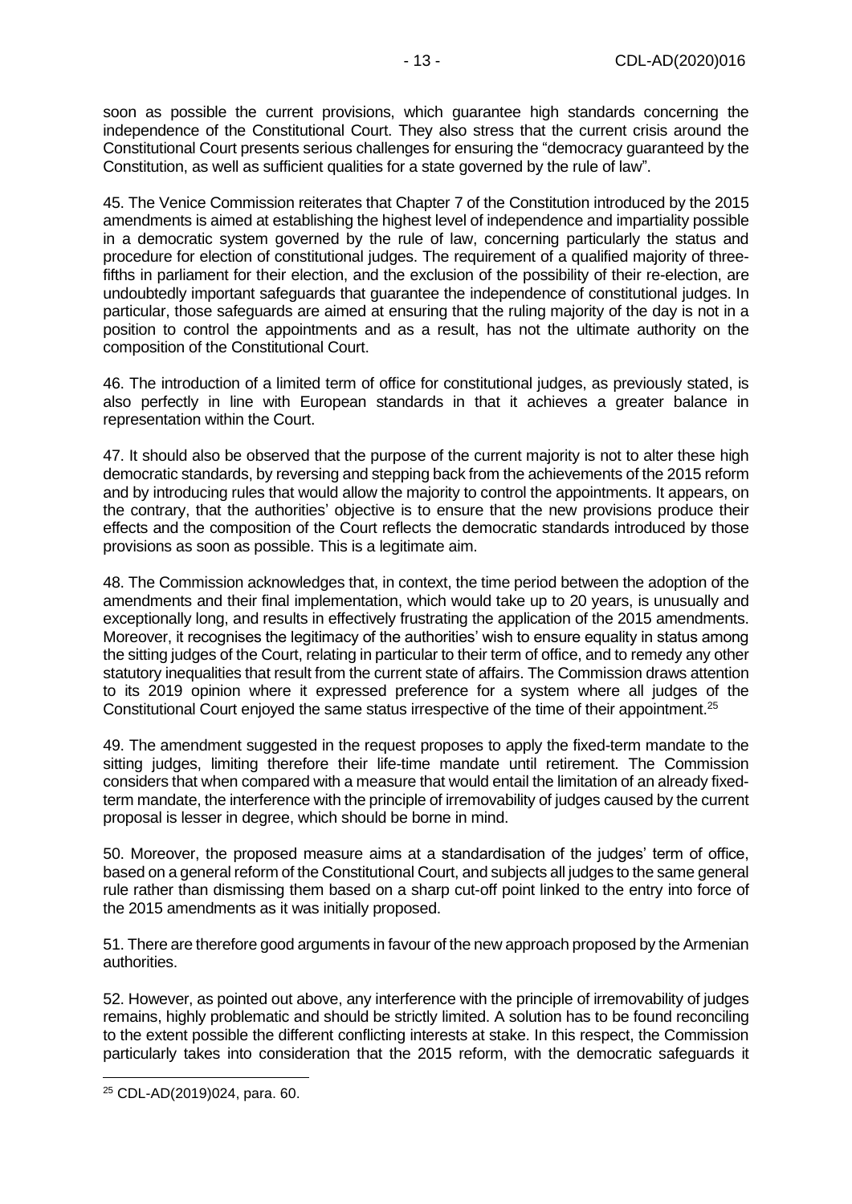soon as possible the current provisions, which guarantee high standards concerning the independence of the Constitutional Court. They also stress that the current crisis around the Constitutional Court presents serious challenges for ensuring the "democracy guaranteed by the Constitution, as well as sufficient qualities for a state governed by the rule of law".

45. The Venice Commission reiterates that Chapter 7 of the Constitution introduced by the 2015 amendments is aimed at establishing the highest level of independence and impartiality possible in a democratic system governed by the rule of law, concerning particularly the status and procedure for election of constitutional judges. The requirement of a qualified majority of three-fifths in parliament for their election, and the exclusion of the possibility of their re-election, are undoubtedly important safeguards that guarantee the independence of constitutional judges. In particular, those safeguards are aimed at ensuring that the ruling majority of the day is not in a position to control the appointments and as a result, has not the ultimate authority on the composition of the Constitutional Court.

46. The introduction of a limited term of office for constitutional judges, as previously stated, is also perfectly in line with European standards in that it achieves a greater balance in representation within the Court.

47. It should also be observed that the purpose of the current majority is not to alter these high democratic standards, by reversing and stepping back from the achievements of the 2015 reform and by introducing rules that would allow the majority to control the appointments. It appears, on the contrary, that the authorities' objective is to ensure that the new provisions produce their effects and the composition of the Court reflects the democratic standards introduced by those provisions as soon as possible. This is a legitimate aim.

48. The Commission acknowledges that, in context, the time period between the adoption of the amendments and their final implementation, which would take up to 20 years, is unusually and exceptionally long, and results in effectively frustrating the application of the 2015 amendments. Moreover, it recognises the legitimacy of the authorities' wish to ensure equality in status among the sitting judges of the Court, relating in particular to their term of office, and to remedy any other statutory inequalities that result from the current state of affairs. The Commission draws attention to its 2019 opinion where it expressed preference for a system where all judges of the Constitutional Court enjoyed the same status irrespective of the time of their appointment.[25]

49. The amendment suggested in the request proposes to apply the fixed-term mandate to the sitting judges, limiting therefore their life-time mandate until retirement. The Commission considers that when compared with a measure that would entail the limitation of an already fixed-term mandate, the interference with the principle of irremovability of judges caused by the current proposal is lesser in degree, which should be borne in mind.

50. Moreover, the proposed measure aims at a standardisation of the judges' term of office, based on a general reform of the Constitutional Court, and subjects all judges to the same general rule rather than dismissing them based on a sharp cut-off point linked to the entry into force of the 2015 amendments as it was initially proposed.

51. There are therefore good arguments in favour of the new approach proposed by the Armenian authorities.

52. However, as pointed out above, any interference with the principle of irremovability of judges remains, highly problematic and should be strictly limited. A solution has to be found reconciling to the extent possible the different conflicting interests at stake. In this respect, the Commission particularly takes into consideration that the 2015 reform, with the democratic safeguards it

[25] CDL-AD(2019)024, para. 60.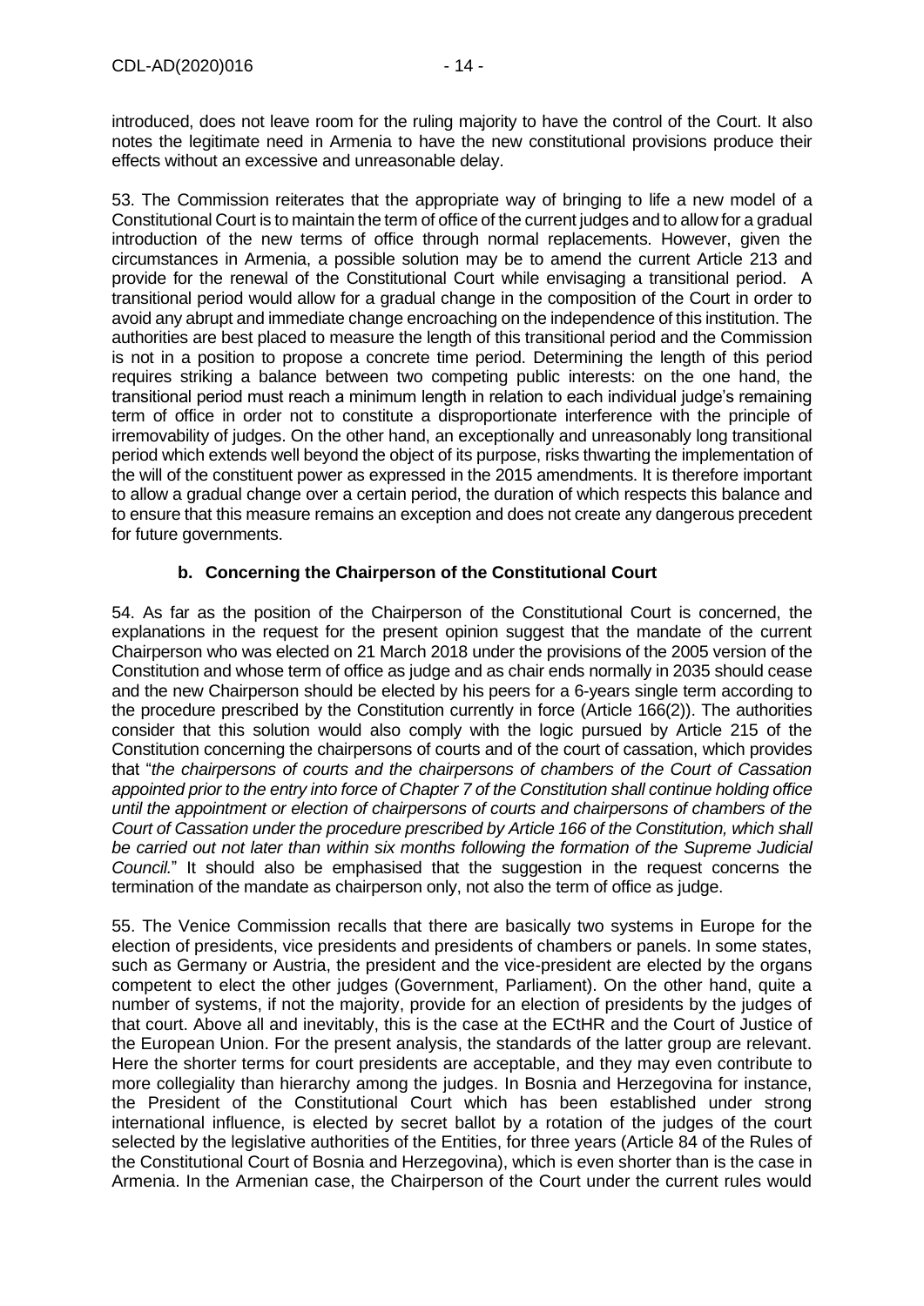introduced, does not leave room for the ruling majority to have the control of the Court. It also notes the legitimate need in Armenia to have the new constitutional provisions produce their effects without an excessive and unreasonable delay.

53. The Commission reiterates that the appropriate way of bringing to life a new model of a Constitutional Court is to maintain the term of office of the current judges and to allow for a gradual introduction of the new terms of office through normal replacements. However, given the circumstances in Armenia, a possible solution may be to amend the current Article 213 and provide for the renewal of the Constitutional Court while envisaging a transitional period. A transitional period would allow for a gradual change in the composition of the Court in order to avoid any abrupt and immediate change encroaching on the independence of this institution. The authorities are best placed to measure the length of this transitional period and the Commission is not in a position to propose a concrete time period. Determining the length of this period requires striking a balance between two competing public interests: on the one hand, the transitional period must reach a minimum length in relation to each individual judge's remaining term of office in order not to constitute a disproportionate interference with the principle of irremovability of judges. On the other hand, an exceptionally and unreasonably long transitional period which extends well beyond the object of its purpose, risks thwarting the implementation of the will of the constituent power as expressed in the 2015 amendments. It is therefore important to allow a gradual change over a certain period, the duration of which respects this balance and to ensure that this measure remains an exception and does not create any dangerous precedent for future governments.

### b. Concerning the Chairperson of the Constitutional Court

54. As far as the position of the Chairperson of the Constitutional Court is concerned, the explanations in the request for the present opinion suggest that the mandate of the current Chairperson who was elected on 21 March 2018 under the provisions of the 2005 version of the Constitution and whose term of office as judge and as chair ends normally in 2035 should cease and the new Chairperson should be elected by his peers for a 6-years single term according to the procedure prescribed by the Constitution currently in force (Article 166(2)). The authorities consider that this solution would also comply with the logic pursued by Article 215 of the Constitution concerning the chairpersons of courts and of the court of cassation, which provides that "*the chairpersons of courts and the chairpersons of chambers of the Court of Cassation appointed prior to the entry into force of Chapter 7 of the Constitution shall continue holding office until the appointment or election of chairpersons of courts and chairpersons of chambers of the Court of Cassation under the procedure prescribed by Article 166 of the Constitution, which shall be carried out not later than within six months following the formation of the Supreme Judicial Council.*" It should also be emphasised that the suggestion in the request concerns the termination of the mandate as chairperson only, not also the term of office as judge.

55. The Venice Commission recalls that there are basically two systems in Europe for the election of presidents, vice presidents and presidents of chambers or panels. In some states, such as Germany or Austria, the president and the vice-president are elected by the organs competent to elect the other judges (Government, Parliament). On the other hand, quite a number of systems, if not the majority, provide for an election of presidents by the judges of that court. Above all and inevitably, this is the case at the ECtHR and the Court of Justice of the European Union. For the present analysis, the standards of the latter group are relevant. Here the shorter terms for court presidents are acceptable, and they may even contribute to more collegiality than hierarchy among the judges. In Bosnia and Herzegovina for instance, the President of the Constitutional Court which has been established under strong international influence, is elected by secret ballot by a rotation of the judges of the court selected by the legislative authorities of the Entities, for three years (Article 84 of the Rules of the Constitutional Court of Bosnia and Herzegovina), which is even shorter than is the case in Armenia. In the Armenian case, the Chairperson of the Court under the current rules would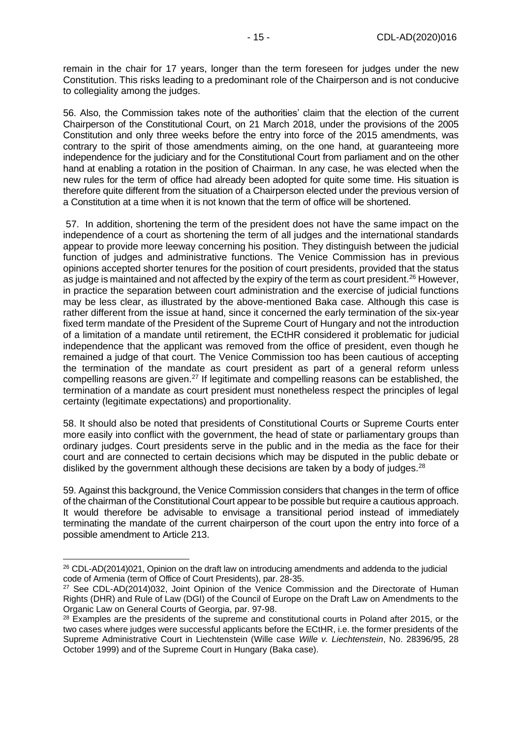remain in the chair for 17 years, longer than the term foreseen for judges under the new Constitution. This risks leading to a predominant role of the Chairperson and is not conducive to collegiality among the judges.

56. Also, the Commission takes note of the authorities' claim that the election of the current Chairperson of the Constitutional Court, on 21 March 2018, under the provisions of the 2005 Constitution and only three weeks before the entry into force of the 2015 amendments, was contrary to the spirit of those amendments aiming, on the one hand, at guaranteeing more independence for the judiciary and for the Constitutional Court from parliament and on the other hand at enabling a rotation in the position of Chairman. In any case, he was elected when the new rules for the term of office had already been adopted for quite some time. His situation is therefore quite different from the situation of a Chairperson elected under the previous version of a Constitution at a time when it is not known that the term of office will be shortened.

57. In addition, shortening the term of the president does not have the same impact on the independence of a court as shortening the term of all judges and the international standards appear to provide more leeway concerning his position. They distinguish between the judicial function of judges and administrative functions. The Venice Commission has in previous opinions accepted shorter tenures for the position of court presidents, provided that the status as judge is maintained and not affected by the expiry of the term as court president.[26] However, in practice the separation between court administration and the exercise of judicial functions may be less clear, as illustrated by the above-mentioned Baka case. Although this case is rather different from the issue at hand, since it concerned the early termination of the six-year fixed term mandate of the President of the Supreme Court of Hungary and not the introduction of a limitation of a mandate until retirement, the ECtHR considered it problematic for judicial independence that the applicant was removed from the office of president, even though he remained a judge of that court. The Venice Commission too has been cautious of accepting the termination of the mandate as court president as part of a general reform unless compelling reasons are given.[27] If legitimate and compelling reasons can be established, the termination of a mandate as court president must nonetheless respect the principles of legal certainty (legitimate expectations) and proportionality.

58. It should also be noted that presidents of Constitutional Courts or Supreme Courts enter more easily into conflict with the government, the head of state or parliamentary groups than ordinary judges. Court presidents serve in the public and in the media as the face for their court and are connected to certain decisions which may be disputed in the public debate or disliked by the government although these decisions are taken by a body of judges.[28]

59. Against this background, the Venice Commission considers that changes in the term of office of the chairman of the Constitutional Court appear to be possible but require a cautious approach. It would therefore be advisable to envisage a transitional period instead of immediately terminating the mandate of the current chairperson of the court upon the entry into force of a possible amendment to Article 213.

---

[26] CDL-AD(2014)021, Opinion on the draft law on introducing amendments and addenda to the judicial code of Armenia (term of Office of Court Presidents), par. 28-35.

[27] See CDL-AD(2014)032, Joint Opinion of the Venice Commission and the Directorate of Human Rights (DHR) and Rule of Law (DGI) of the Council of Europe on the Draft Law on Amendments to the Organic Law on General Courts of Georgia, par. 97-98.

[28] Examples are the presidents of the supreme and constitutional courts in Poland after 2015, or the two cases where judges were successful applicants before the ECtHR, i.e. the former presidents of the Supreme Administrative Court in Liechtenstein (Wille case *Wille v. Liechtenstein*, No. 28396/95, 28 October 1999) and of the Supreme Court in Hungary (Baka case).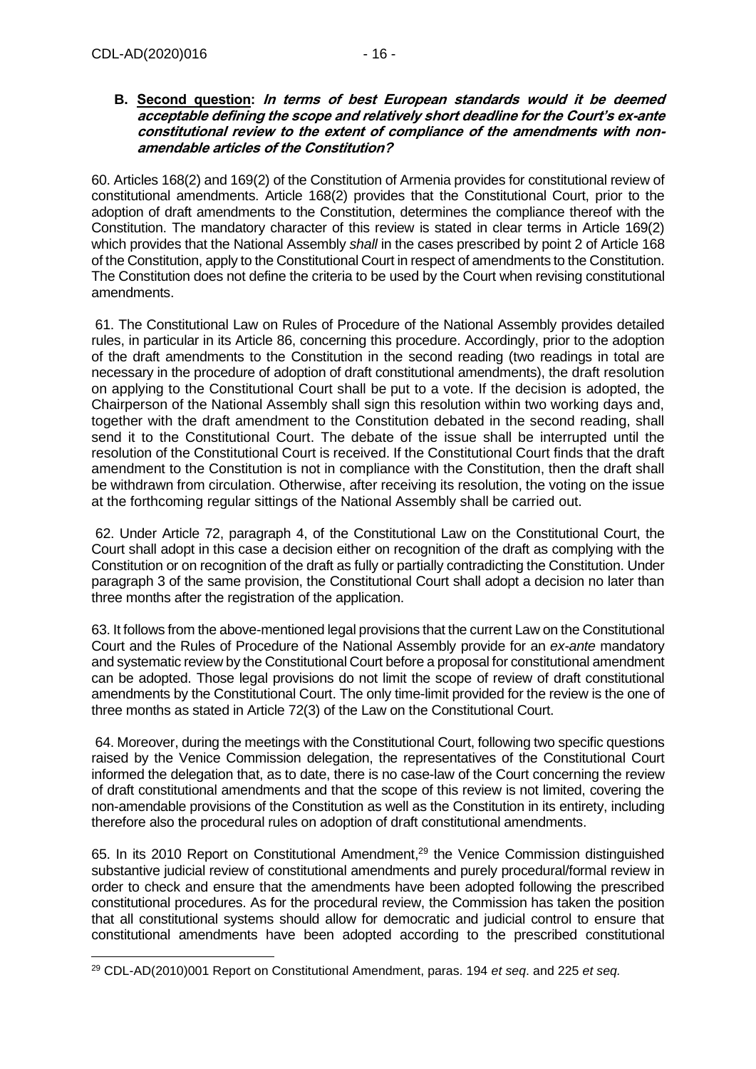### B. Second question: *In terms of best European standards would it be deemed acceptable defining the scope and relatively short deadline for the Court's ex-ante constitutional review to the extent of compliance of the amendments with non-amendable articles of the Constitution?*

60. Articles 168(2) and 169(2) of the Constitution of Armenia provides for constitutional review of constitutional amendments. Article 168(2) provides that the Constitutional Court, prior to the adoption of draft amendments to the Constitution, determines the compliance thereof with the Constitution. The mandatory character of this review is stated in clear terms in Article 169(2) which provides that the National Assembly *shall* in the cases prescribed by point 2 of Article 168 of the Constitution, apply to the Constitutional Court in respect of amendments to the Constitution. The Constitution does not define the criteria to be used by the Court when revising constitutional amendments.

61. The Constitutional Law on Rules of Procedure of the National Assembly provides detailed rules, in particular in its Article 86, concerning this procedure. Accordingly, prior to the adoption of the draft amendments to the Constitution in the second reading (two readings in total are necessary in the procedure of adoption of draft constitutional amendments), the draft resolution on applying to the Constitutional Court shall be put to a vote. If the decision is adopted, the Chairperson of the National Assembly shall sign this resolution within two working days and, together with the draft amendment to the Constitution debated in the second reading, shall send it to the Constitutional Court. The debate of the issue shall be interrupted until the resolution of the Constitutional Court is received. If the Constitutional Court finds that the draft amendment to the Constitution is not in compliance with the Constitution, then the draft shall be withdrawn from circulation. Otherwise, after receiving its resolution, the voting on the issue at the forthcoming regular sittings of the National Assembly shall be carried out.

62. Under Article 72, paragraph 4, of the Constitutional Law on the Constitutional Court, the Court shall adopt in this case a decision either on recognition of the draft as complying with the Constitution or on recognition of the draft as fully or partially contradicting the Constitution. Under paragraph 3 of the same provision, the Constitutional Court shall adopt a decision no later than three months after the registration of the application.

63. It follows from the above-mentioned legal provisions that the current Law on the Constitutional Court and the Rules of Procedure of the National Assembly provide for an *ex-ante* mandatory and systematic review by the Constitutional Court before a proposal for constitutional amendment can be adopted. Those legal provisions do not limit the scope of review of draft constitutional amendments by the Constitutional Court. The only time-limit provided for the review is the one of three months as stated in Article 72(3) of the Law on the Constitutional Court.

64. Moreover, during the meetings with the Constitutional Court, following two specific questions raised by the Venice Commission delegation, the representatives of the Constitutional Court informed the delegation that, as to date, there is no case-law of the Court concerning the review of draft constitutional amendments and that the scope of this review is not limited, covering the non-amendable provisions of the Constitution as well as the Constitution in its entirety, including therefore also the procedural rules on adoption of draft constitutional amendments.

65. In its 2010 Report on Constitutional Amendment,[29] the Venice Commission distinguished substantive judicial review of constitutional amendments and purely procedural/formal review in order to check and ensure that the amendments have been adopted following the prescribed constitutional procedures. As for the procedural review, the Commission has taken the position that all constitutional systems should allow for democratic and judicial control to ensure that constitutional amendments have been adopted according to the prescribed constitutional

[29] CDL-AD(2010)001 Report on Constitutional Amendment, paras. 194 *et seq*. and 225 *et seq*.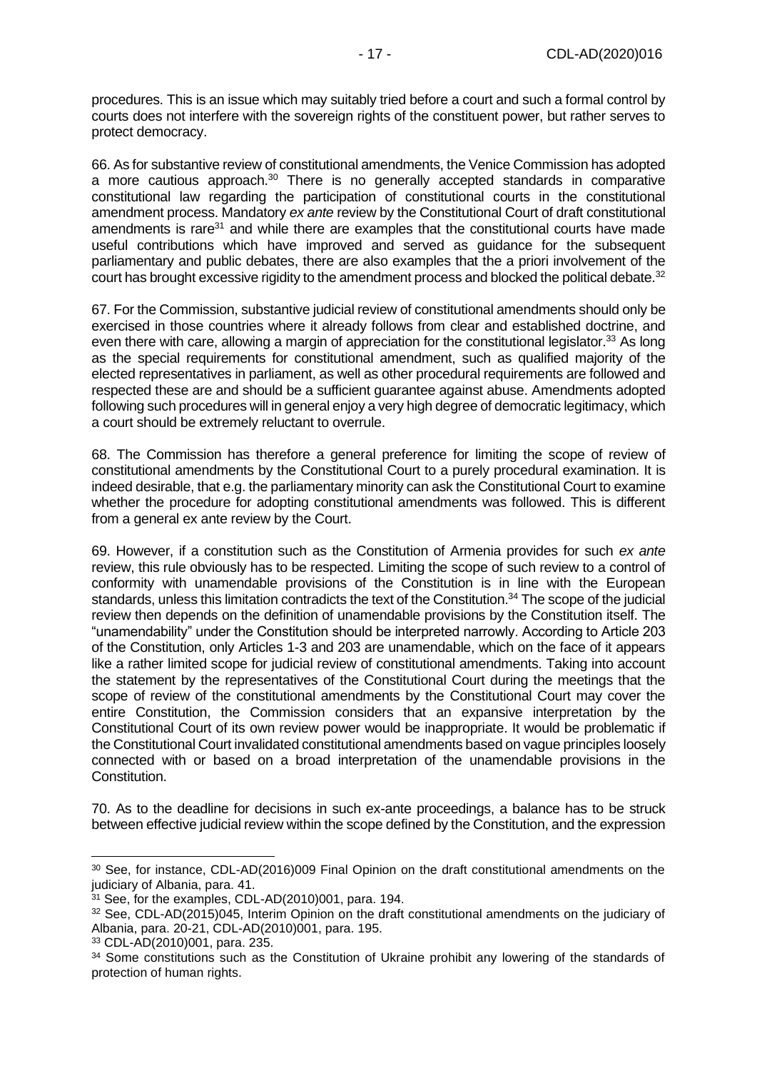procedures. This is an issue which may suitably tried before a court and such a formal control by courts does not interfere with the sovereign rights of the constituent power, but rather serves to protect democracy.

66. As for substantive review of constitutional amendments, the Venice Commission has adopted a more cautious approach.[30] There is no generally accepted standards in comparative constitutional law regarding the participation of constitutional courts in the constitutional amendment process. Mandatory *ex ante* review by the Constitutional Court of draft constitutional amendments is rare[31] and while there are examples that the constitutional courts have made useful contributions which have improved and served as guidance for the subsequent parliamentary and public debates, there are also examples that the a priori involvement of the court has brought excessive rigidity to the amendment process and blocked the political debate.[32]

67. For the Commission, substantive judicial review of constitutional amendments should only be exercised in those countries where it already follows from clear and established doctrine, and even there with care, allowing a margin of appreciation for the constitutional legislator.[33] As long as the special requirements for constitutional amendment, such as qualified majority of the elected representatives in parliament, as well as other procedural requirements are followed and respected these are and should be a sufficient guarantee against abuse. Amendments adopted following such procedures will in general enjoy a very high degree of democratic legitimacy, which a court should be extremely reluctant to overrule.

68. The Commission has therefore a general preference for limiting the scope of review of constitutional amendments by the Constitutional Court to a purely procedural examination. It is indeed desirable, that e.g. the parliamentary minority can ask the Constitutional Court to examine whether the procedure for adopting constitutional amendments was followed. This is different from a general ex ante review by the Court.

69. However, if a constitution such as the Constitution of Armenia provides for such *ex ante* review, this rule obviously has to be respected. Limiting the scope of such review to a control of conformity with unamendable provisions of the Constitution is in line with the European standards, unless this limitation contradicts the text of the Constitution.[34] The scope of the judicial review then depends on the definition of unamendable provisions by the Constitution itself. The "unamendability" under the Constitution should be interpreted narrowly. According to Article 203 of the Constitution, only Articles 1-3 and 203 are unamendable, which on the face of it appears like a rather limited scope for judicial review of constitutional amendments. Taking into account the statement by the representatives of the Constitutional Court during the meetings that the scope of review of the constitutional amendments by the Constitutional Court may cover the entire Constitution, the Commission considers that an expansive interpretation by the Constitutional Court of its own review power would be inappropriate. It would be problematic if the Constitutional Court invalidated constitutional amendments based on vague principles loosely connected with or based on a broad interpretation of the unamendable provisions in the Constitution.

70. As to the deadline for decisions in such ex-ante proceedings, a balance has to be struck between effective judicial review within the scope defined by the Constitution, and the expression

---

[30] See, for instance, CDL-AD(2016)009 Final Opinion on the draft constitutional amendments on the judiciary of Albania, para. 41.

[31] See, for the examples, CDL-AD(2010)001, para. 194.

[32] See, CDL-AD(2015)045, Interim Opinion on the draft constitutional amendments on the judiciary of Albania, para. 20-21, CDL-AD(2010)001, para. 195.

[33] CDL-AD(2010)001, para. 235.

[34] Some constitutions such as the Constitution of Ukraine prohibit any lowering of the standards of protection of human rights.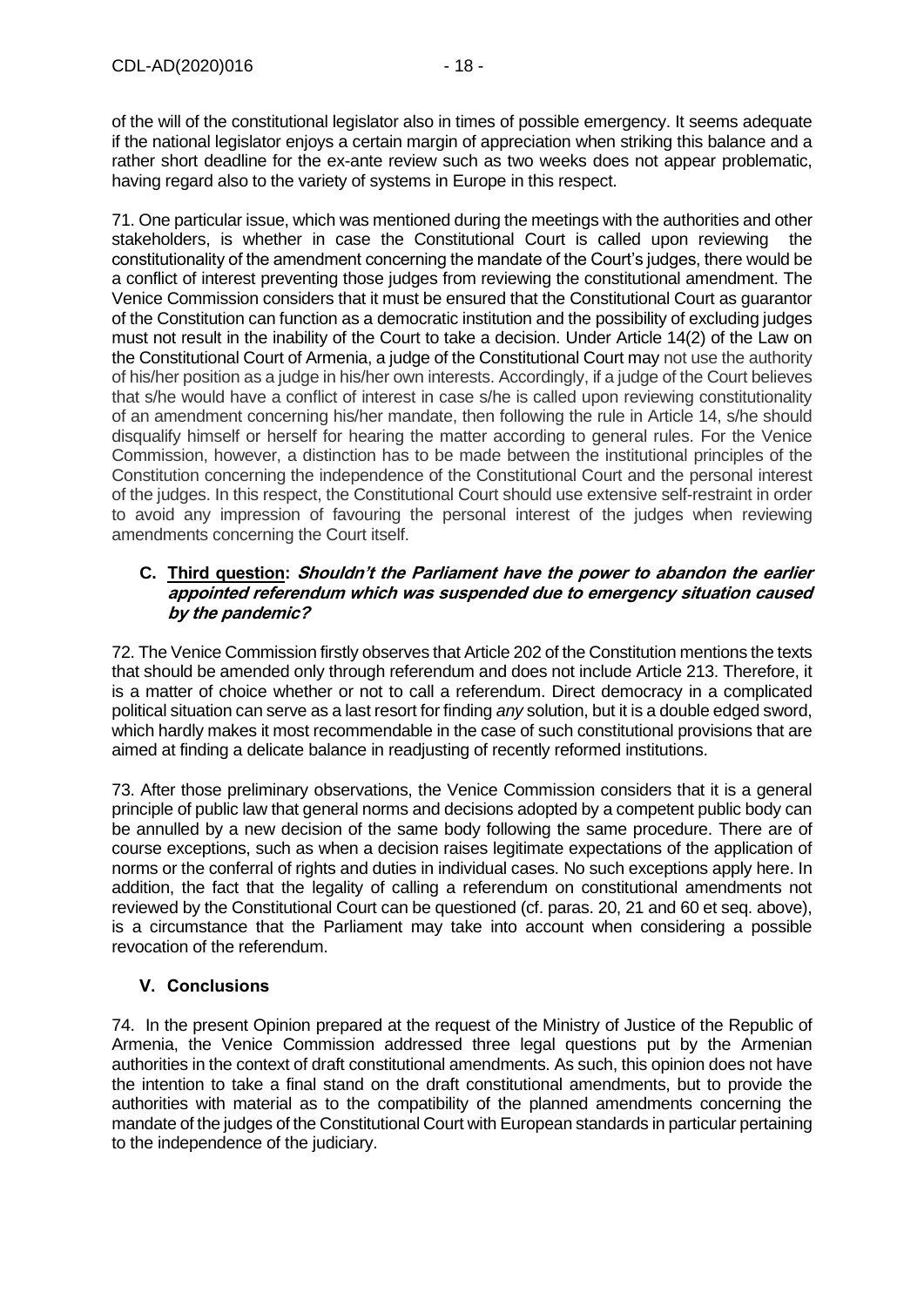of the will of the constitutional legislator also in times of possible emergency. It seems adequate if the national legislator enjoys a certain margin of appreciation when striking this balance and a rather short deadline for the ex-ante review such as two weeks does not appear problematic, having regard also to the variety of systems in Europe in this respect.

71. One particular issue, which was mentioned during the meetings with the authorities and other stakeholders, is whether in case the Constitutional Court is called upon reviewing the constitutionality of the amendment concerning the mandate of the Court's judges, there would be a conflict of interest preventing those judges from reviewing the constitutional amendment. The Venice Commission considers that it must be ensured that the Constitutional Court as guarantor of the Constitution can function as a democratic institution and the possibility of excluding judges must not result in the inability of the Court to take a decision. Under Article 14(2) of the Law on the Constitutional Court of Armenia, a judge of the Constitutional Court may not use the authority of his/her position as a judge in his/her own interests. Accordingly, if a judge of the Court believes that s/he would have a conflict of interest in case s/he is called upon reviewing constitutionality of an amendment concerning his/her mandate, then following the rule in Article 14, s/he should disqualify himself or herself for hearing the matter according to general rules. For the Venice Commission, however, a distinction has to be made between the institutional principles of the Constitution concerning the independence of the Constitutional Court and the personal interest of the judges. In this respect, the Constitutional Court should use extensive self-restraint in order to avoid any impression of favouring the personal interest of the judges when reviewing amendments concerning the Court itself.

### C. Third question: *Shouldn't the Parliament have the power to abandon the earlier appointed referendum which was suspended due to emergency situation caused by the pandemic?*

72. The Venice Commission firstly observes that Article 202 of the Constitution mentions the texts that should be amended only through referendum and does not include Article 213. Therefore, it is a matter of choice whether or not to call a referendum. Direct democracy in a complicated political situation can serve as a last resort for finding *any* solution, but it is a double edged sword, which hardly makes it most recommendable in the case of such constitutional provisions that are aimed at finding a delicate balance in readjusting of recently reformed institutions.

73. After those preliminary observations, the Venice Commission considers that it is a general principle of public law that general norms and decisions adopted by a competent public body can be annulled by a new decision of the same body following the same procedure. There are of course exceptions, such as when a decision raises legitimate expectations of the application of norms or the conferral of rights and duties in individual cases. No such exceptions apply here. In addition, the fact that the legality of calling a referendum on constitutional amendments not reviewed by the Constitutional Court can be questioned (cf. paras. 20, 21 and 60 et seq. above), is a circumstance that the Parliament may take into account when considering a possible revocation of the referendum.

## V. Conclusions

74. In the present Opinion prepared at the request of the Ministry of Justice of the Republic of Armenia, the Venice Commission addressed three legal questions put by the Armenian authorities in the context of draft constitutional amendments. As such, this opinion does not have the intention to take a final stand on the draft constitutional amendments, but to provide the authorities with material as to the compatibility of the planned amendments concerning the mandate of the judges of the Constitutional Court with European standards in particular pertaining to the independence of the judiciary.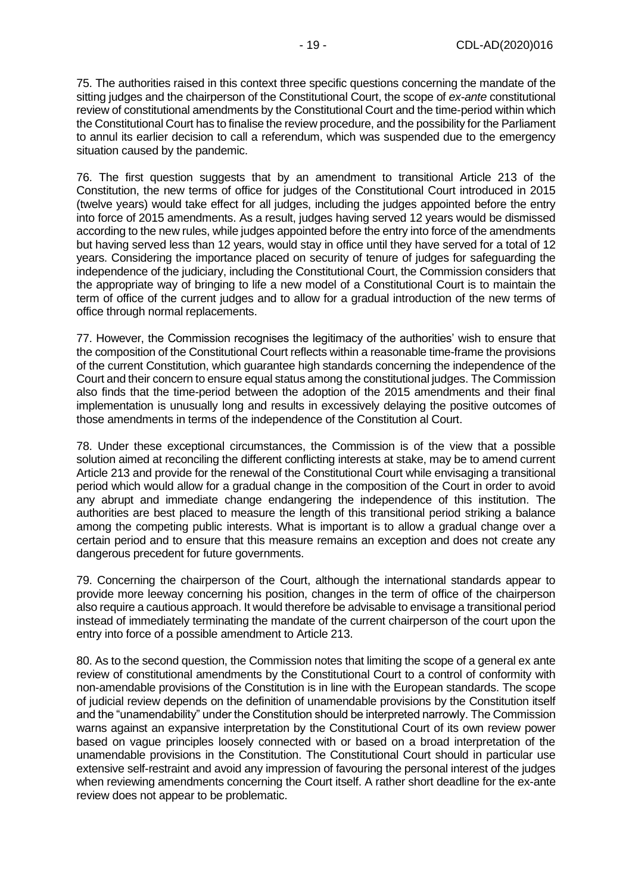75. The authorities raised in this context three specific questions concerning the mandate of the sitting judges and the chairperson of the Constitutional Court, the scope of *ex-ante* constitutional review of constitutional amendments by the Constitutional Court and the time-period within which the Constitutional Court has to finalise the review procedure, and the possibility for the Parliament to annul its earlier decision to call a referendum, which was suspended due to the emergency situation caused by the pandemic.

76. The first question suggests that by an amendment to transitional Article 213 of the Constitution, the new terms of office for judges of the Constitutional Court introduced in 2015 (twelve years) would take effect for all judges, including the judges appointed before the entry into force of 2015 amendments. As a result, judges having served 12 years would be dismissed according to the new rules, while judges appointed before the entry into force of the amendments but having served less than 12 years, would stay in office until they have served for a total of 12 years. Considering the importance placed on security of tenure of judges for safeguarding the independence of the judiciary, including the Constitutional Court, the Commission considers that the appropriate way of bringing to life a new model of a Constitutional Court is to maintain the term of office of the current judges and to allow for a gradual introduction of the new terms of office through normal replacements.

77. However, the Commission recognises the legitimacy of the authorities' wish to ensure that the composition of the Constitutional Court reflects within a reasonable time-frame the provisions of the current Constitution, which guarantee high standards concerning the independence of the Court and their concern to ensure equal status among the constitutional judges. The Commission also finds that the time-period between the adoption of the 2015 amendments and their final implementation is unusually long and results in excessively delaying the positive outcomes of those amendments in terms of the independence of the Constitution al Court.

78. Under these exceptional circumstances, the Commission is of the view that a possible solution aimed at reconciling the different conflicting interests at stake, may be to amend current Article 213 and provide for the renewal of the Constitutional Court while envisaging a transitional period which would allow for a gradual change in the composition of the Court in order to avoid any abrupt and immediate change endangering the independence of this institution. The authorities are best placed to measure the length of this transitional period striking a balance among the competing public interests. What is important is to allow a gradual change over a certain period and to ensure that this measure remains an exception and does not create any dangerous precedent for future governments.

79. Concerning the chairperson of the Court, although the international standards appear to provide more leeway concerning his position, changes in the term of office of the chairperson also require a cautious approach. It would therefore be advisable to envisage a transitional period instead of immediately terminating the mandate of the current chairperson of the court upon the entry into force of a possible amendment to Article 213.

80. As to the second question, the Commission notes that limiting the scope of a general ex ante review of constitutional amendments by the Constitutional Court to a control of conformity with non-amendable provisions of the Constitution is in line with the European standards. The scope of judicial review depends on the definition of unamendable provisions by the Constitution itself and the "unamendability" under the Constitution should be interpreted narrowly. The Commission warns against an expansive interpretation by the Constitutional Court of its own review power based on vague principles loosely connected with or based on a broad interpretation of the unamendable provisions in the Constitution. The Constitutional Court should in particular use extensive self-restraint and avoid any impression of favouring the personal interest of the judges when reviewing amendments concerning the Court itself. A rather short deadline for the ex-ante review does not appear to be problematic.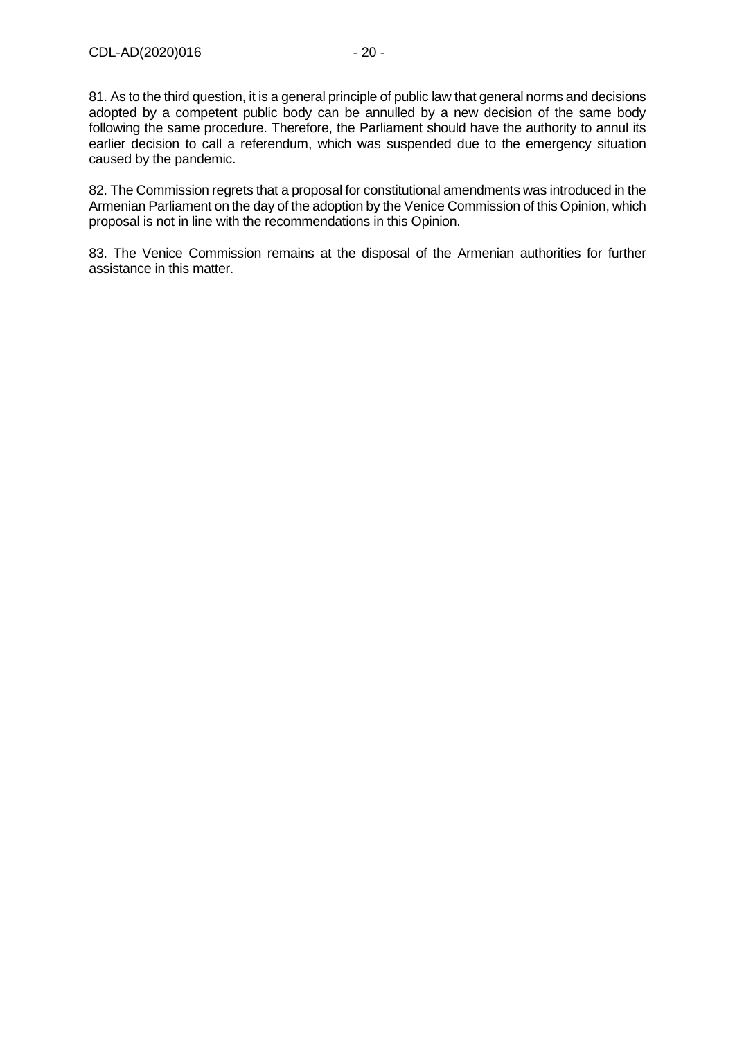81. As to the third question, it is a general principle of public law that general norms and decisions adopted by a competent public body can be annulled by a new decision of the same body following the same procedure. Therefore, the Parliament should have the authority to annul its earlier decision to call a referendum, which was suspended due to the emergency situation caused by the pandemic.

82. The Commission regrets that a proposal for constitutional amendments was introduced in the Armenian Parliament on the day of the adoption by the Venice Commission of this Opinion, which proposal is not in line with the recommendations in this Opinion.

83. The Venice Commission remains at the disposal of the Armenian authorities for further assistance in this matter.